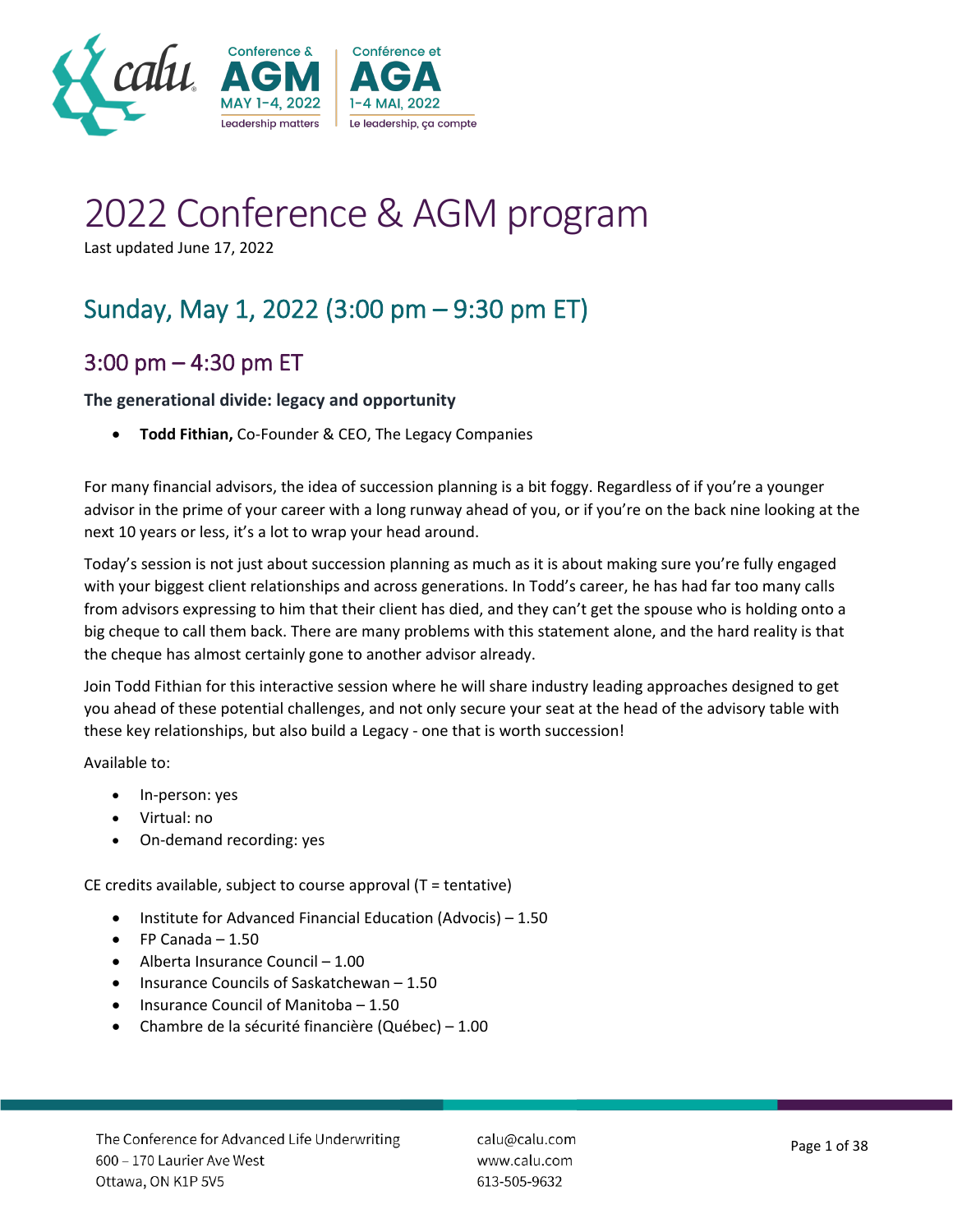# 2022 Conference & AGM program

Last updated June 17, 2022

## Sunday, May 1, 2022 (3:00 pm – 9:30 pm ET)

### 3:00 pm – 4:30 pm ET

**The generational divide: legacy and opportunity**

- **Todd Fithian,** Co-Founder & CEO, The Legacy Companies

For many financial advisors, the idea of succession planning is a bit foggy. Regardless of if you're a younger advisor in the prime of your career with a long runway ahead of you, or if you're on the back nine looking at the next 10 years or less, it's a lot to wrap your head around.

Today's session is not just about succession planning as much as it is about making sure you're fully engaged with your biggest client relationships and across generations. In Todd's career, he has had far too many calls from advisors expressing to him that their client has died, and they can't get the spouse who is holding onto a big cheque to call them back. There are many problems with this statement alone, and the hard reality is that the cheque has almost certainly gone to another advisor already.

Join Todd Fithian for this interactive session where he will share industry leading approaches designed to get you ahead of these potential challenges, and not only secure your seat at the head of the advisory table with these key relationships, but also build a Legacy - one that is worth succession!

Available to:

- In-person: yes
- Virtual: no
- On-demand recording: yes

CE credits available, subject to course approval (T = tentative)

- Institute for Advanced Financial Education (Advocis) – 1.50
- FP Canada – 1.50
- Alberta Insurance Council – 1.00
- Insurance Councils of Saskatchewan – 1.50
- Insurance Council of Manitoba – 1.50
- Chambre de la sécurité financière (Québec) – 1.00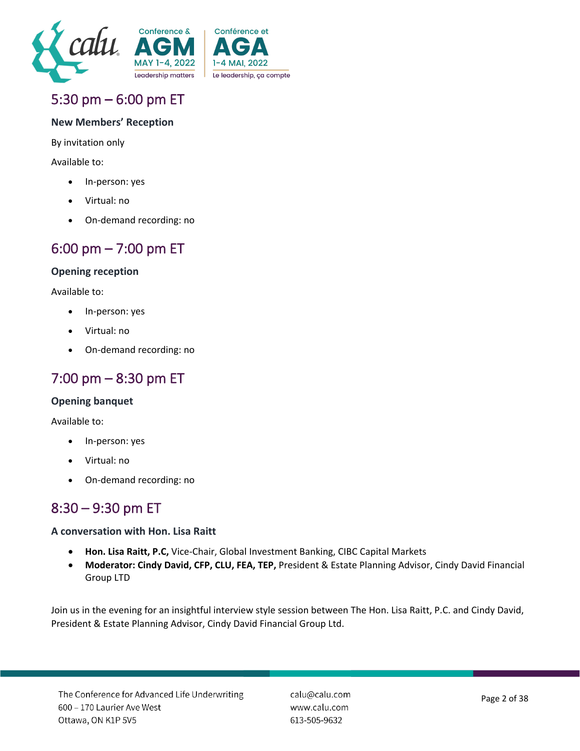## 5:30 pm – 6:00 pm ET

**New Members' Reception**

By invitation only

Available to:

- In-person: yes
- Virtual: no
- On-demand recording: no

## 6:00 pm – 7:00 pm ET

**Opening reception**

Available to:

- In-person: yes
- Virtual: no
- On-demand recording: no

## 7:00 pm – 8:30 pm ET

**Opening banquet**

Available to:

- In-person: yes
- Virtual: no
- On-demand recording: no

## 8:30 – 9:30 pm ET

**A conversation with Hon. Lisa Raitt**

- **Hon. Lisa Raitt, P.C,** Vice-Chair, Global Investment Banking, CIBC Capital Markets
- **Moderator: Cindy David, CFP, CLU, FEA, TEP,** President & Estate Planning Advisor, Cindy David Financial Group LTD

Join us in the evening for an insightful interview style session between The Hon. Lisa Raitt, P.C. and Cindy David, President & Estate Planning Advisor, Cindy David Financial Group Ltd.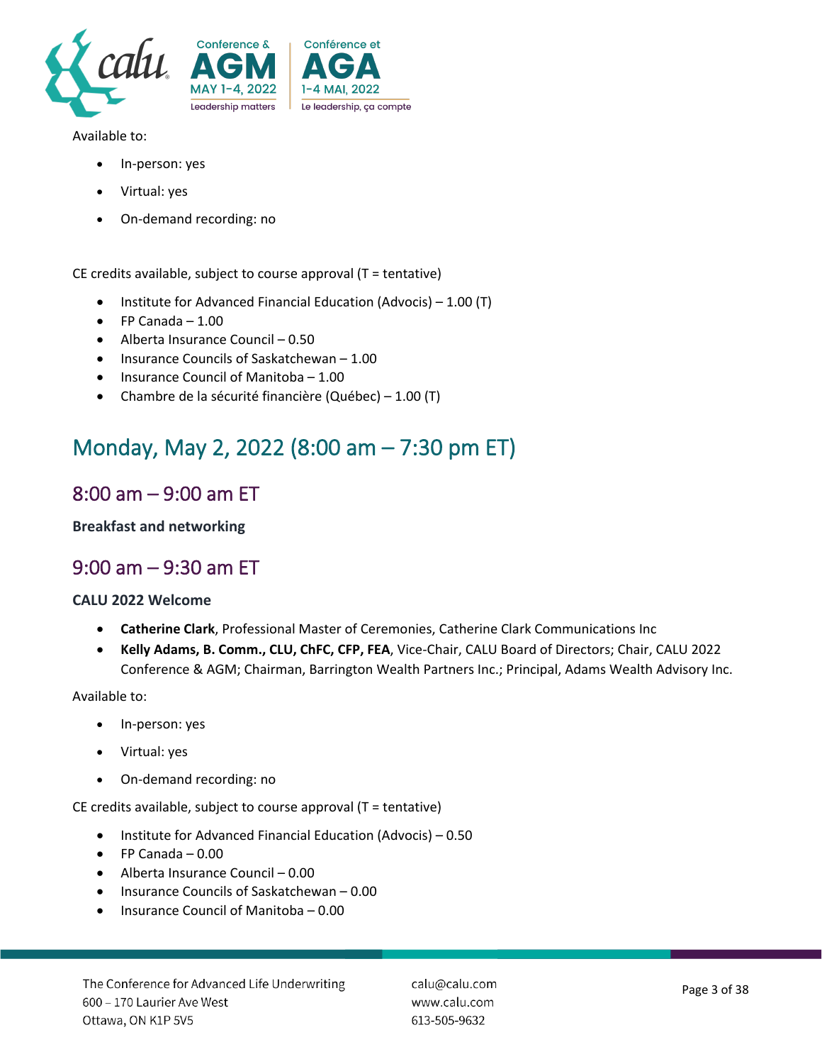Available to:

- In-person: yes
- Virtual: yes
- On-demand recording: no

CE credits available, subject to course approval (T = tentative)

- Institute for Advanced Financial Education (Advocis) – 1.00 (T)
- FP Canada – 1.00
- Alberta Insurance Council – 0.50
- Insurance Councils of Saskatchewan – 1.00
- Insurance Council of Manitoba – 1.00
- Chambre de la sécurité financière (Québec) – 1.00 (T)

# Monday, May 2, 2022 (8:00 am – 7:30 pm ET)

## 8:00 am – 9:00 am ET

**Breakfast and networking**

## 9:00 am – 9:30 am ET

**CALU 2022 Welcome**

- **Catherine Clark**, Professional Master of Ceremonies, Catherine Clark Communications Inc
- **Kelly Adams, B. Comm., CLU, ChFC, CFP, FEA**, Vice-Chair, CALU Board of Directors; Chair, CALU 2022 Conference & AGM; Chairman, Barrington Wealth Partners Inc.; Principal, Adams Wealth Advisory Inc.

Available to:

- In-person: yes
- Virtual: yes
- On-demand recording: no

CE credits available, subject to course approval (T = tentative)

- Institute for Advanced Financial Education (Advocis) – 0.50
- FP Canada – 0.00
- Alberta Insurance Council – 0.00
- Insurance Councils of Saskatchewan – 0.00
- Insurance Council of Manitoba – 0.00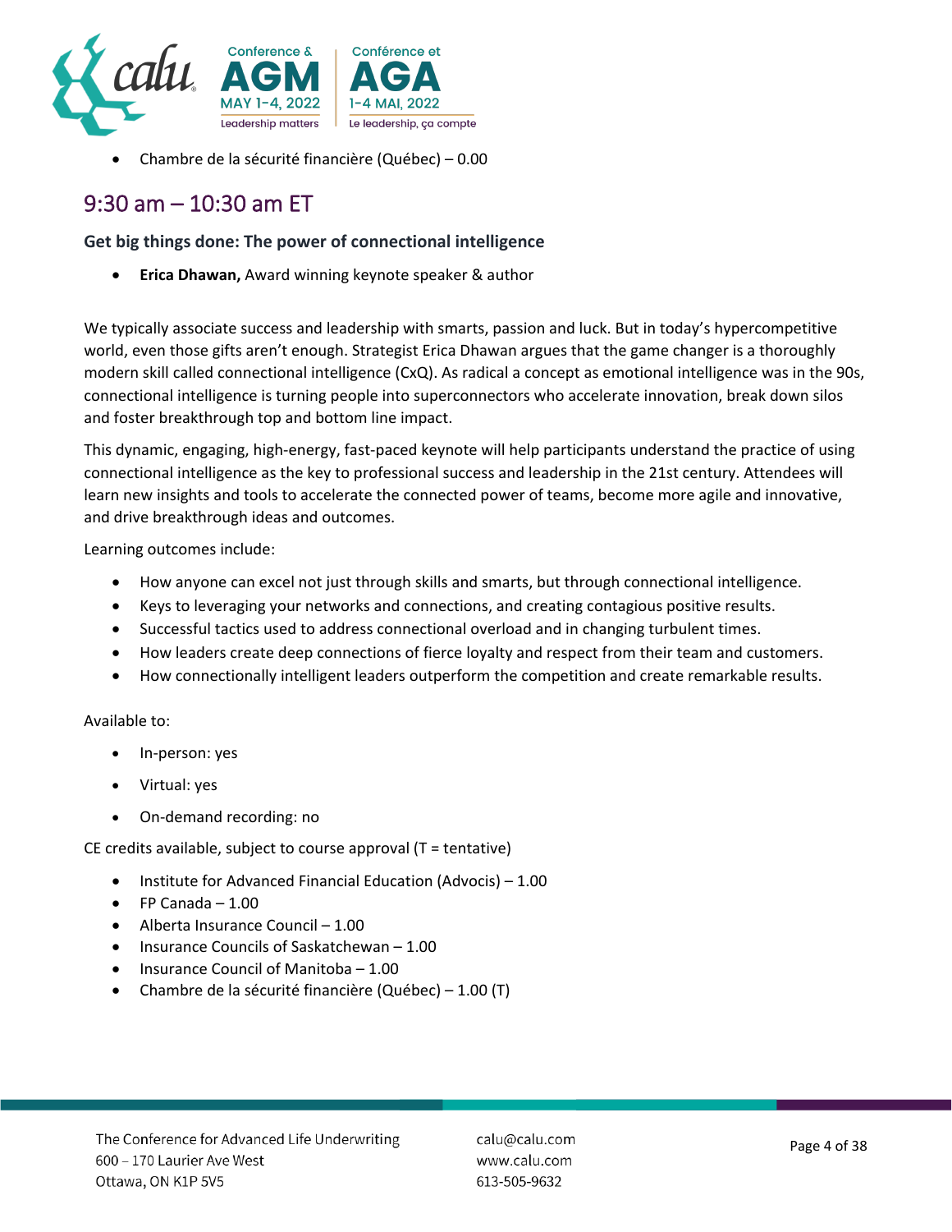- Chambre de la sécurité financière (Québec) – 0.00

## 9:30 am – 10:30 am ET

**Get big things done: The power of connectional intelligence**

- **Erica Dhawan,** Award winning keynote speaker & author

We typically associate success and leadership with smarts, passion and luck. But in today's hypercompetitive world, even those gifts aren't enough. Strategist Erica Dhawan argues that the game changer is a thoroughly modern skill called connectional intelligence (CxQ). As radical a concept as emotional intelligence was in the 90s, connectional intelligence is turning people into superconnectors who accelerate innovation, break down silos and foster breakthrough top and bottom line impact.

This dynamic, engaging, high-energy, fast-paced keynote will help participants understand the practice of using connectional intelligence as the key to professional success and leadership in the 21st century. Attendees will learn new insights and tools to accelerate the connected power of teams, become more agile and innovative, and drive breakthrough ideas and outcomes.

Learning outcomes include:

- How anyone can excel not just through skills and smarts, but through connectional intelligence.
- Keys to leveraging your networks and connections, and creating contagious positive results.
- Successful tactics used to address connectional overload and in changing turbulent times.
- How leaders create deep connections of fierce loyalty and respect from their team and customers.
- How connectionally intelligent leaders outperform the competition and create remarkable results.

Available to:

- In-person: yes
- Virtual: yes
- On-demand recording: no

CE credits available, subject to course approval (T = tentative)

- Institute for Advanced Financial Education (Advocis) – 1.00
- FP Canada – 1.00
- Alberta Insurance Council – 1.00
- Insurance Councils of Saskatchewan – 1.00
- Insurance Council of Manitoba – 1.00
- Chambre de la sécurité financière (Québec) – 1.00 (T)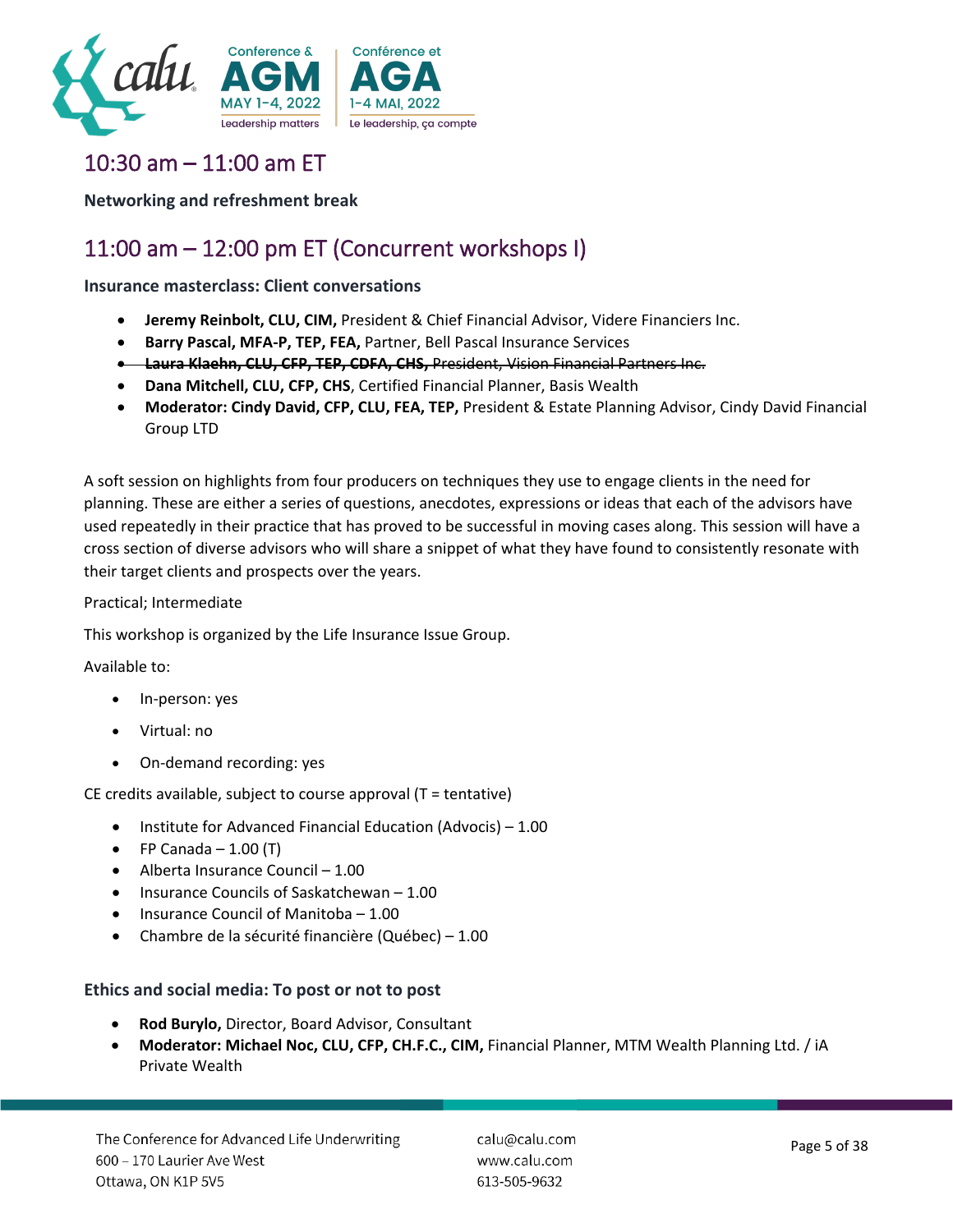## 10:30 am – 11:00 am ET

**Networking and refreshment break**

## 11:00 am – 12:00 pm ET (Concurrent workshops I)

### Insurance masterclass: Client conversations

- **Jeremy Reinbolt, CLU, CIM,** President & Chief Financial Advisor, Videre Financiers Inc.
- **Barry Pascal, MFA-P, TEP, FEA,** Partner, Bell Pascal Insurance Services
- ~~**Laura Klaehn, CLU, CFP, TEP, CDFA, CHS,** President, Vision Financial Partners Inc.~~
- **Dana Mitchell, CLU, CFP, CHS**, Certified Financial Planner, Basis Wealth
- **Moderator: Cindy David, CFP, CLU, FEA, TEP,** President & Estate Planning Advisor, Cindy David Financial Group LTD

A soft session on highlights from four producers on techniques they use to engage clients in the need for planning. These are either a series of questions, anecdotes, expressions or ideas that each of the advisors have used repeatedly in their practice that has proved to be successful in moving cases along. This session will have a cross section of diverse advisors who will share a snippet of what they have found to consistently resonate with their target clients and prospects over the years.

Practical; Intermediate

This workshop is organized by the Life Insurance Issue Group.

Available to:

- In-person: yes
- Virtual: no
- On-demand recording: yes

CE credits available, subject to course approval (T = tentative)

- Institute for Advanced Financial Education (Advocis) – 1.00
- FP Canada – 1.00 (T)
- Alberta Insurance Council – 1.00
- Insurance Councils of Saskatchewan – 1.00
- Insurance Council of Manitoba – 1.00
- Chambre de la sécurité financière (Québec) – 1.00

### Ethics and social media: To post or not to post

- **Rod Burylo,** Director, Board Advisor, Consultant
- **Moderator: Michael Noc, CLU, CFP, CH.F.C., CIM,** Financial Planner, MTM Wealth Planning Ltd. / iA Private Wealth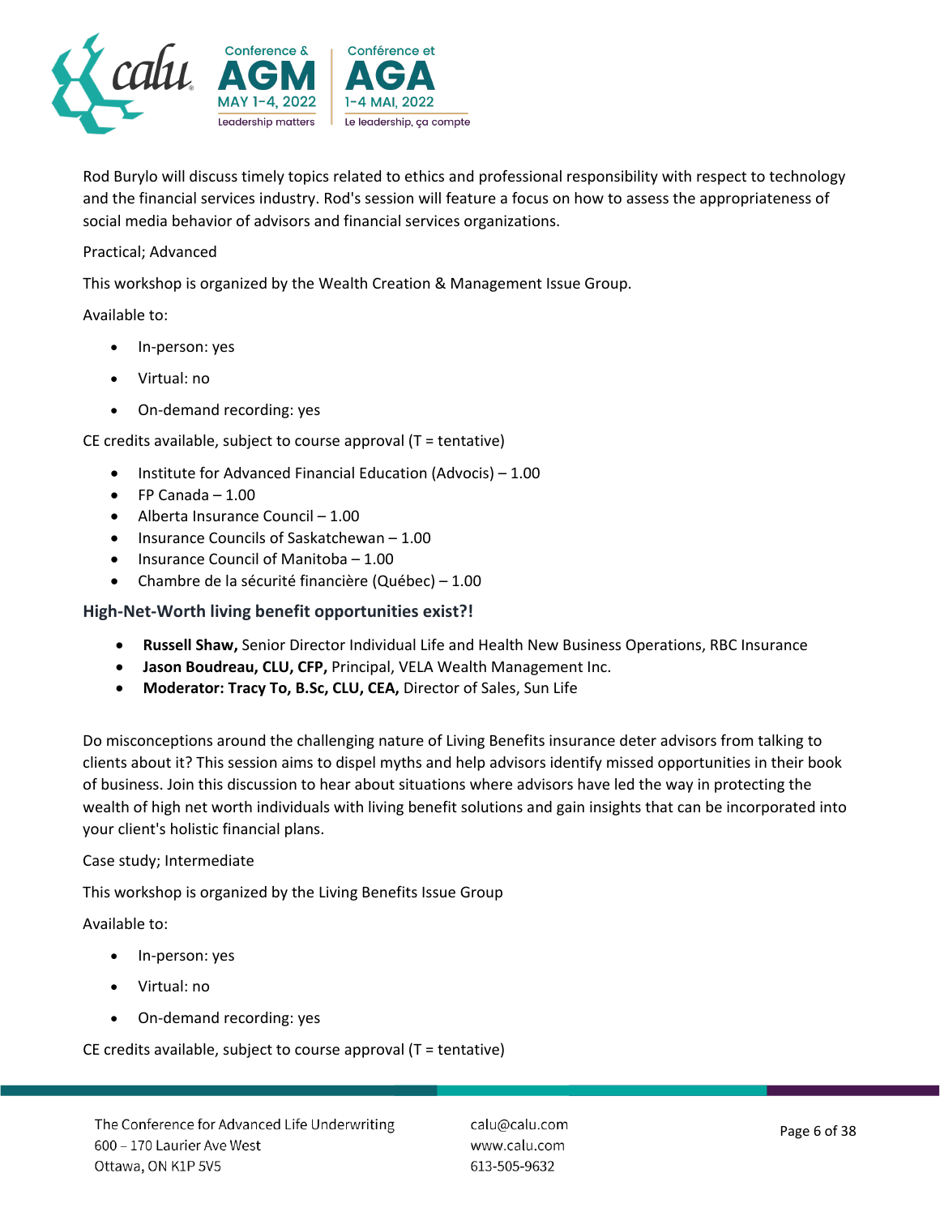Rod Burylo will discuss timely topics related to ethics and professional responsibility with respect to technology and the financial services industry. Rod's session will feature a focus on how to assess the appropriateness of social media behavior of advisors and financial services organizations.

Practical; Advanced

This workshop is organized by the Wealth Creation & Management Issue Group.

Available to:

- In-person: yes
- Virtual: no
- On-demand recording: yes

CE credits available, subject to course approval (T = tentative)

- Institute for Advanced Financial Education (Advocis) – 1.00
- FP Canada – 1.00
- Alberta Insurance Council – 1.00
- Insurance Councils of Saskatchewan – 1.00
- Insurance Council of Manitoba – 1.00
- Chambre de la sécurité financière (Québec) – 1.00

### High-Net-Worth living benefit opportunities exist?!

- **Russell Shaw,** Senior Director Individual Life and Health New Business Operations, RBC Insurance
- **Jason Boudreau, CLU, CFP,** Principal, VELA Wealth Management Inc.
- **Moderator: Tracy To, B.Sc, CLU, CEA,** Director of Sales, Sun Life

Do misconceptions around the challenging nature of Living Benefits insurance deter advisors from talking to clients about it? This session aims to dispel myths and help advisors identify missed opportunities in their book of business. Join this discussion to hear about situations where advisors have led the way in protecting the wealth of high net worth individuals with living benefit solutions and gain insights that can be incorporated into your client's holistic financial plans.

Case study; Intermediate

This workshop is organized by the Living Benefits Issue Group

Available to:

- In-person: yes
- Virtual: no
- On-demand recording: yes

CE credits available, subject to course approval (T = tentative)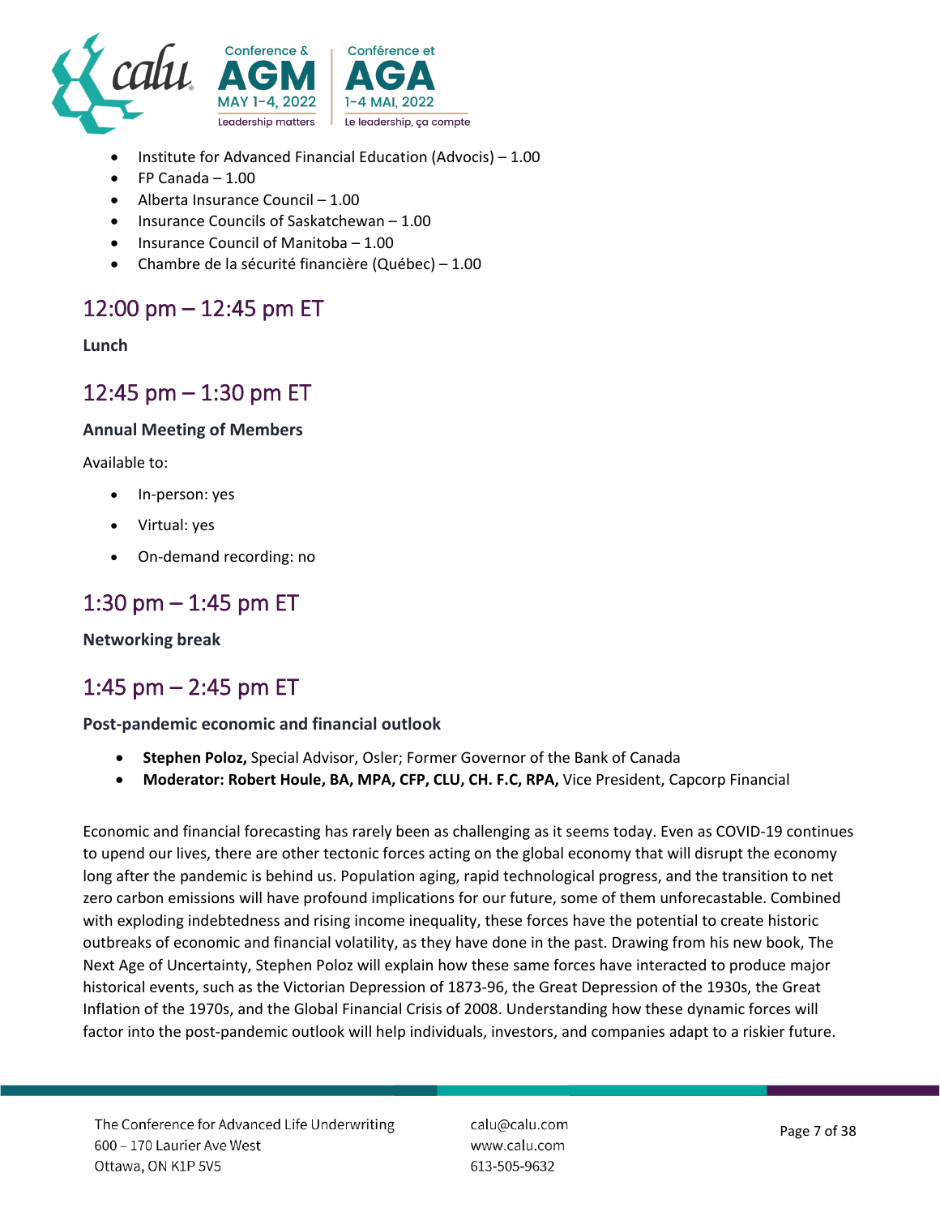- Institute for Advanced Financial Education (Advocis) – 1.00
- FP Canada – 1.00
- Alberta Insurance Council – 1.00
- Insurance Councils of Saskatchewan – 1.00
- Insurance Council of Manitoba – 1.00
- Chambre de la sécurité financière (Québec) – 1.00

## 12:00 pm – 12:45 pm ET

**Lunch**

## 12:45 pm – 1:30 pm ET

**Annual Meeting of Members**

Available to:

- In-person: yes
- Virtual: yes
- On-demand recording: no

## 1:30 pm – 1:45 pm ET

**Networking break**

## 1:45 pm – 2:45 pm ET

**Post-pandemic economic and financial outlook**

- **Stephen Poloz,** Special Advisor, Osler; Former Governor of the Bank of Canada
- **Moderator: Robert Houle, BA, MPA, CFP, CLU, CH. F.C, RPA,** Vice President, Capcorp Financial

Economic and financial forecasting has rarely been as challenging as it seems today. Even as COVID-19 continues to upend our lives, there are other tectonic forces acting on the global economy that will disrupt the economy long after the pandemic is behind us. Population aging, rapid technological progress, and the transition to net zero carbon emissions will have profound implications for our future, some of them unforecastable. Combined with exploding indebtedness and rising income inequality, these forces have the potential to create historic outbreaks of economic and financial volatility, as they have done in the past. Drawing from his new book, The Next Age of Uncertainty, Stephen Poloz will explain how these same forces have interacted to produce major historical events, such as the Victorian Depression of 1873-96, the Great Depression of the 1930s, the Great Inflation of the 1970s, and the Global Financial Crisis of 2008. Understanding how these dynamic forces will factor into the post-pandemic outlook will help individuals, investors, and companies adapt to a riskier future.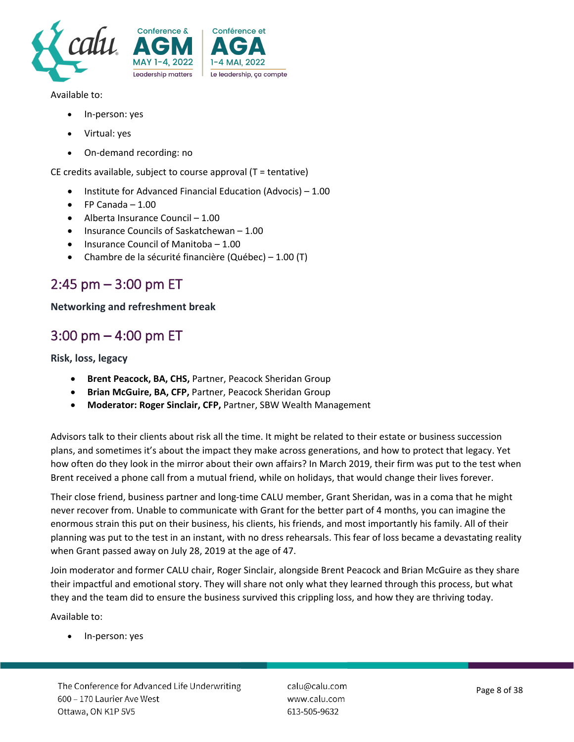Available to:

- In-person: yes
- Virtual: yes
- On-demand recording: no

CE credits available, subject to course approval (T = tentative)

- Institute for Advanced Financial Education (Advocis) – 1.00
- FP Canada – 1.00
- Alberta Insurance Council – 1.00
- Insurance Councils of Saskatchewan – 1.00
- Insurance Council of Manitoba – 1.00
- Chambre de la sécurité financière (Québec) – 1.00 (T)

## 2:45 pm – 3:00 pm ET

**Networking and refreshment break**

## 3:00 pm – 4:00 pm ET

**Risk, loss, legacy**

- **Brent Peacock, BA, CHS,** Partner, Peacock Sheridan Group
- **Brian McGuire, BA, CFP,** Partner, Peacock Sheridan Group
- **Moderator: Roger Sinclair, CFP,** Partner, SBW Wealth Management

Advisors talk to their clients about risk all the time. It might be related to their estate or business succession plans, and sometimes it's about the impact they make across generations, and how to protect that legacy. Yet how often do they look in the mirror about their own affairs? In March 2019, their firm was put to the test when Brent received a phone call from a mutual friend, while on holidays, that would change their lives forever.

Their close friend, business partner and long-time CALU member, Grant Sheridan, was in a coma that he might never recover from. Unable to communicate with Grant for the better part of 4 months, you can imagine the enormous strain this put on their business, his clients, his friends, and most importantly his family. All of their planning was put to the test in an instant, with no dress rehearsals. This fear of loss became a devastating reality when Grant passed away on July 28, 2019 at the age of 47.

Join moderator and former CALU chair, Roger Sinclair, alongside Brent Peacock and Brian McGuire as they share their impactful and emotional story. They will share not only what they learned through this process, but what they and the team did to ensure the business survived this crippling loss, and how they are thriving today.

Available to:

- In-person: yes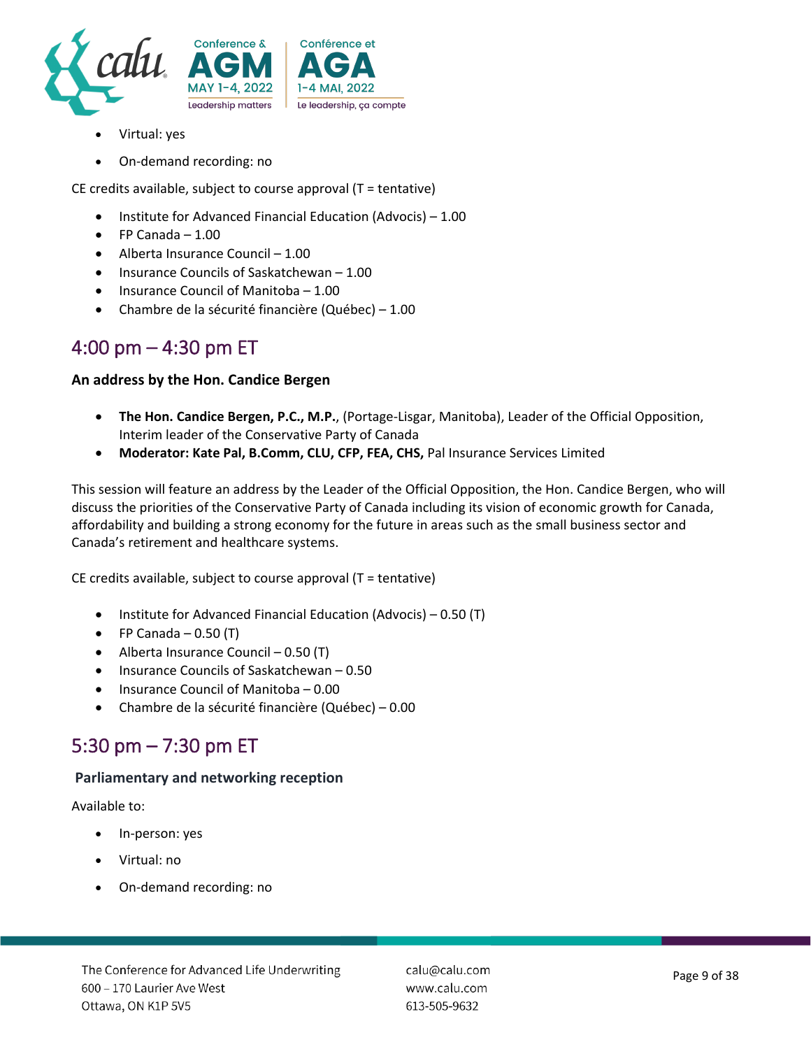- Virtual: yes
- On-demand recording: no

CE credits available, subject to course approval (T = tentative)

- Institute for Advanced Financial Education (Advocis) – 1.00
- FP Canada – 1.00
- Alberta Insurance Council – 1.00
- Insurance Councils of Saskatchewan – 1.00
- Insurance Council of Manitoba – 1.00
- Chambre de la sécurité financière (Québec) – 1.00

## 4:00 pm – 4:30 pm ET

**An address by the Hon. Candice Bergen**

- **The Hon. Candice Bergen, P.C., M.P.**, (Portage-Lisgar, Manitoba), Leader of the Official Opposition, Interim leader of the Conservative Party of Canada
- **Moderator: Kate Pal, B.Comm, CLU, CFP, FEA, CHS,** Pal Insurance Services Limited

This session will feature an address by the Leader of the Official Opposition, the Hon. Candice Bergen, who will discuss the priorities of the Conservative Party of Canada including its vision of economic growth for Canada, affordability and building a strong economy for the future in areas such as the small business sector and Canada's retirement and healthcare systems.

CE credits available, subject to course approval (T = tentative)

- Institute for Advanced Financial Education (Advocis) – 0.50 (T)
- FP Canada – 0.50 (T)
- Alberta Insurance Council – 0.50 (T)
- Insurance Councils of Saskatchewan – 0.50
- Insurance Council of Manitoba – 0.00
- Chambre de la sécurité financière (Québec) – 0.00

## 5:30 pm – 7:30 pm ET

**Parliamentary and networking reception**

Available to:

- In-person: yes
- Virtual: no
- On-demand recording: no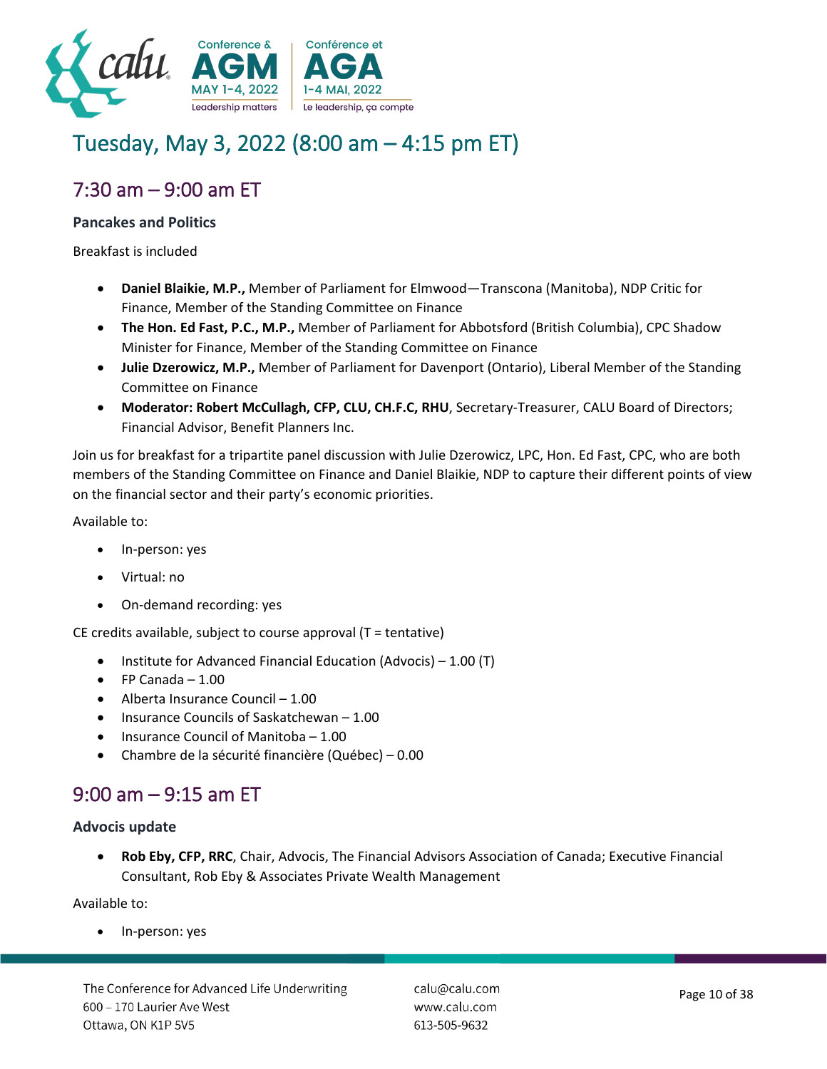# Tuesday, May 3, 2022 (8:00 am – 4:15 pm ET)

## 7:30 am – 9:00 am ET

**Pancakes and Politics**

Breakfast is included

- **Daniel Blaikie, M.P.,** Member of Parliament for Elmwood—Transcona (Manitoba), NDP Critic for Finance, Member of the Standing Committee on Finance
- **The Hon. Ed Fast, P.C., M.P.,** Member of Parliament for Abbotsford (British Columbia), CPC Shadow Minister for Finance, Member of the Standing Committee on Finance
- **Julie Dzerowicz, M.P.,** Member of Parliament for Davenport (Ontario), Liberal Member of the Standing Committee on Finance
- **Moderator: Robert McCullagh, CFP, CLU, CH.F.C, RHU**, Secretary-Treasurer, CALU Board of Directors; Financial Advisor, Benefit Planners Inc.

Join us for breakfast for a tripartite panel discussion with Julie Dzerowicz, LPC, Hon. Ed Fast, CPC, who are both members of the Standing Committee on Finance and Daniel Blaikie, NDP to capture their different points of view on the financial sector and their party's economic priorities.

Available to:

- In-person: yes
- Virtual: no
- On-demand recording: yes

CE credits available, subject to course approval (T = tentative)

- Institute for Advanced Financial Education (Advocis) – 1.00 (T)
- FP Canada – 1.00
- Alberta Insurance Council – 1.00
- Insurance Councils of Saskatchewan – 1.00
- Insurance Council of Manitoba – 1.00
- Chambre de la sécurité financière (Québec) – 0.00

## 9:00 am – 9:15 am ET

**Advocis update**

- **Rob Eby, CFP, RRC**, Chair, Advocis, The Financial Advisors Association of Canada; Executive Financial Consultant, Rob Eby & Associates Private Wealth Management

Available to:

- In-person: yes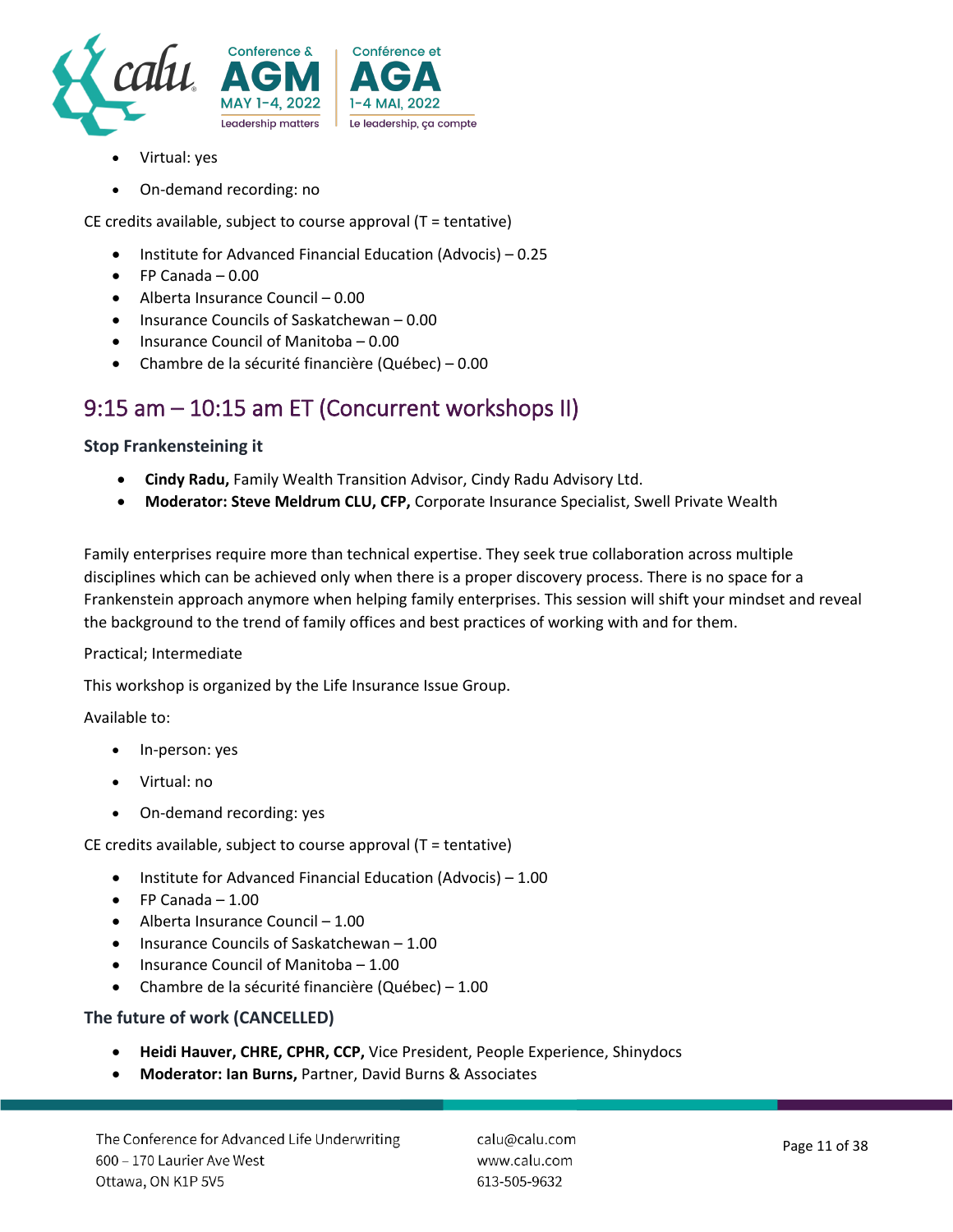- Virtual: yes
- On-demand recording: no

CE credits available, subject to course approval (T = tentative)

- Institute for Advanced Financial Education (Advocis) – 0.25
- FP Canada – 0.00
- Alberta Insurance Council – 0.00
- Insurance Councils of Saskatchewan – 0.00
- Insurance Council of Manitoba – 0.00
- Chambre de la sécurité financière (Québec) – 0.00

## 9:15 am – 10:15 am ET (Concurrent workshops II)

### Stop Frankensteining it

- **Cindy Radu,** Family Wealth Transition Advisor, Cindy Radu Advisory Ltd.
- **Moderator: Steve Meldrum CLU, CFP,** Corporate Insurance Specialist, Swell Private Wealth

Family enterprises require more than technical expertise. They seek true collaboration across multiple disciplines which can be achieved only when there is a proper discovery process. There is no space for a Frankenstein approach anymore when helping family enterprises. This session will shift your mindset and reveal the background to the trend of family offices and best practices of working with and for them.

Practical; Intermediate

This workshop is organized by the Life Insurance Issue Group.

Available to:

- In-person: yes
- Virtual: no
- On-demand recording: yes

CE credits available, subject to course approval (T = tentative)

- Institute for Advanced Financial Education (Advocis) – 1.00
- FP Canada – 1.00
- Alberta Insurance Council – 1.00
- Insurance Councils of Saskatchewan – 1.00
- Insurance Council of Manitoba – 1.00
- Chambre de la sécurité financière (Québec) – 1.00

### The future of work (CANCELLED)

- **Heidi Hauver, CHRE, CPHR, CCP,** Vice President, People Experience, Shinydocs
- **Moderator: Ian Burns,** Partner, David Burns & Associates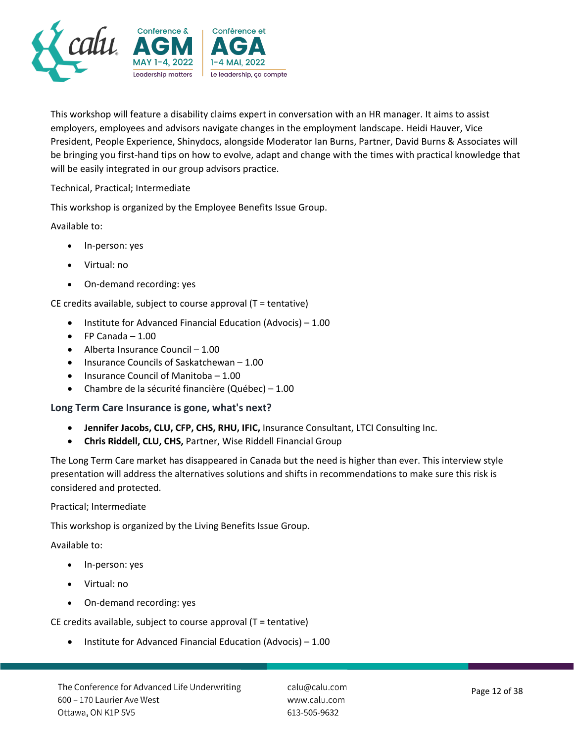This workshop will feature a disability claims expert in conversation with an HR manager. It aims to assist employers, employees and advisors navigate changes in the employment landscape. Heidi Hauver, Vice President, People Experience, Shinydocs, alongside Moderator Ian Burns, Partner, David Burns & Associates will be bringing you first-hand tips on how to evolve, adapt and change with the times with practical knowledge that will be easily integrated in our group advisors practice.

Technical, Practical; Intermediate

This workshop is organized by the Employee Benefits Issue Group.

Available to:

- In-person: yes
- Virtual: no
- On-demand recording: yes

CE credits available, subject to course approval (T = tentative)

- Institute for Advanced Financial Education (Advocis) – 1.00
- FP Canada – 1.00
- Alberta Insurance Council – 1.00
- Insurance Councils of Saskatchewan – 1.00
- Insurance Council of Manitoba – 1.00
- Chambre de la sécurité financière (Québec) – 1.00

### Long Term Care Insurance is gone, what's next?

- **Jennifer Jacobs, CLU, CFP, CHS, RHU, IFIC,** Insurance Consultant, LTCI Consulting Inc.
- **Chris Riddell, CLU, CHS,** Partner, Wise Riddell Financial Group

The Long Term Care market has disappeared in Canada but the need is higher than ever. This interview style presentation will address the alternatives solutions and shifts in recommendations to make sure this risk is considered and protected.

Practical; Intermediate

This workshop is organized by the Living Benefits Issue Group.

Available to:

- In-person: yes
- Virtual: no
- On-demand recording: yes

CE credits available, subject to course approval (T = tentative)

- Institute for Advanced Financial Education (Advocis) – 1.00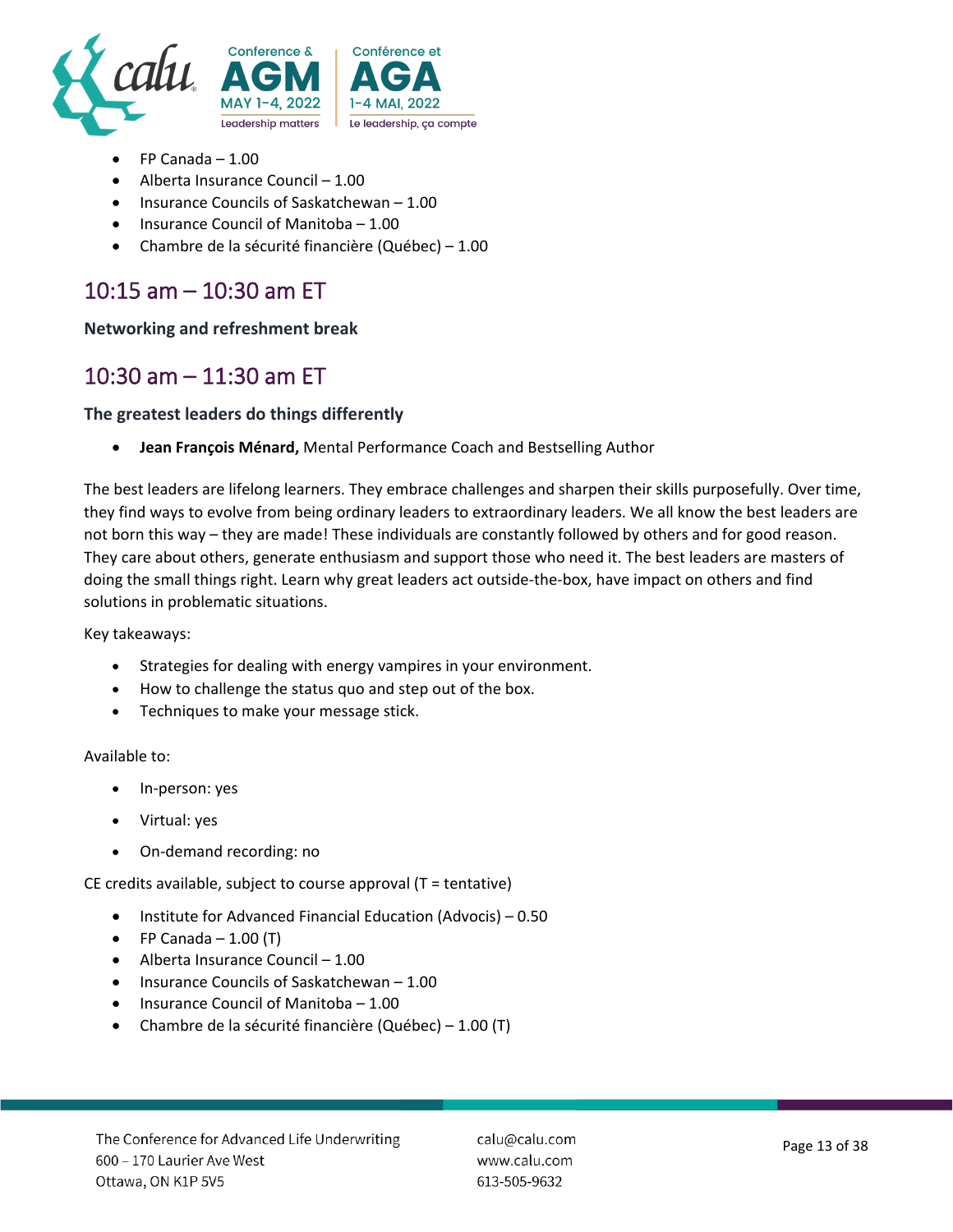- FP Canada – 1.00
- Alberta Insurance Council – 1.00
- Insurance Councils of Saskatchewan – 1.00
- Insurance Council of Manitoba – 1.00
- Chambre de la sécurité financière (Québec) – 1.00

## 10:15 am – 10:30 am ET

**Networking and refreshment break**

## 10:30 am – 11:30 am ET

**The greatest leaders do things differently**

- **Jean François Ménard,** Mental Performance Coach and Bestselling Author

The best leaders are lifelong learners. They embrace challenges and sharpen their skills purposefully. Over time, they find ways to evolve from being ordinary leaders to extraordinary leaders. We all know the best leaders are not born this way – they are made! These individuals are constantly followed by others and for good reason. They care about others, generate enthusiasm and support those who need it. The best leaders are masters of doing the small things right. Learn why great leaders act outside-the-box, have impact on others and find solutions in problematic situations.

Key takeaways:

- Strategies for dealing with energy vampires in your environment.
- How to challenge the status quo and step out of the box.
- Techniques to make your message stick.

Available to:

- In-person: yes
- Virtual: yes
- On-demand recording: no

CE credits available, subject to course approval (T = tentative)

- Institute for Advanced Financial Education (Advocis) – 0.50
- FP Canada – 1.00 (T)
- Alberta Insurance Council – 1.00
- Insurance Councils of Saskatchewan – 1.00
- Insurance Council of Manitoba – 1.00
- Chambre de la sécurité financière (Québec) – 1.00 (T)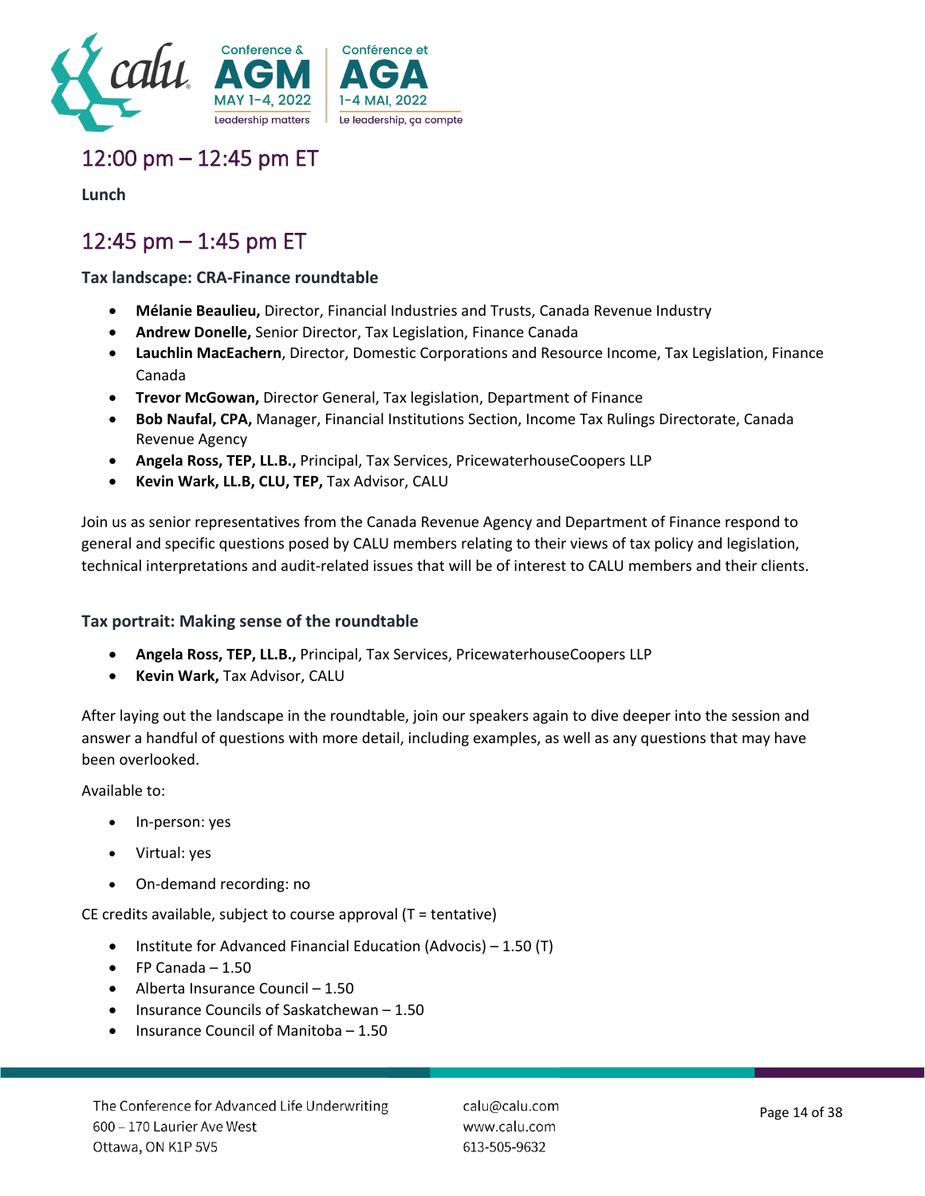## 12:00 pm – 12:45 pm ET

**Lunch**

## 12:45 pm – 1:45 pm ET

**Tax landscape: CRA-Finance roundtable**

- **Mélanie Beaulieu,** Director, Financial Industries and Trusts, Canada Revenue Industry
- **Andrew Donelle,** Senior Director, Tax Legislation, Finance Canada
- **Lauchlin MacEachern**, Director, Domestic Corporations and Resource Income, Tax Legislation, Finance Canada
- **Trevor McGowan,** Director General, Tax legislation, Department of Finance
- **Bob Naufal, CPA,** Manager, Financial Institutions Section, Income Tax Rulings Directorate, Canada Revenue Agency
- **Angela Ross, TEP, LL.B.,** Principal, Tax Services, PricewaterhouseCoopers LLP
- **Kevin Wark, LL.B, CLU, TEP,** Tax Advisor, CALU

Join us as senior representatives from the Canada Revenue Agency and Department of Finance respond to general and specific questions posed by CALU members relating to their views of tax policy and legislation, technical interpretations and audit-related issues that will be of interest to CALU members and their clients.

**Tax portrait: Making sense of the roundtable**

- **Angela Ross, TEP, LL.B.,** Principal, Tax Services, PricewaterhouseCoopers LLP
- **Kevin Wark,** Tax Advisor, CALU

After laying out the landscape in the roundtable, join our speakers again to dive deeper into the session and answer a handful of questions with more detail, including examples, as well as any questions that may have been overlooked.

Available to:

- In-person: yes
- Virtual: yes
- On-demand recording: no

CE credits available, subject to course approval (T = tentative)

- Institute for Advanced Financial Education (Advocis) – 1.50 (T)
- FP Canada – 1.50
- Alberta Insurance Council – 1.50
- Insurance Councils of Saskatchewan – 1.50
- Insurance Council of Manitoba – 1.50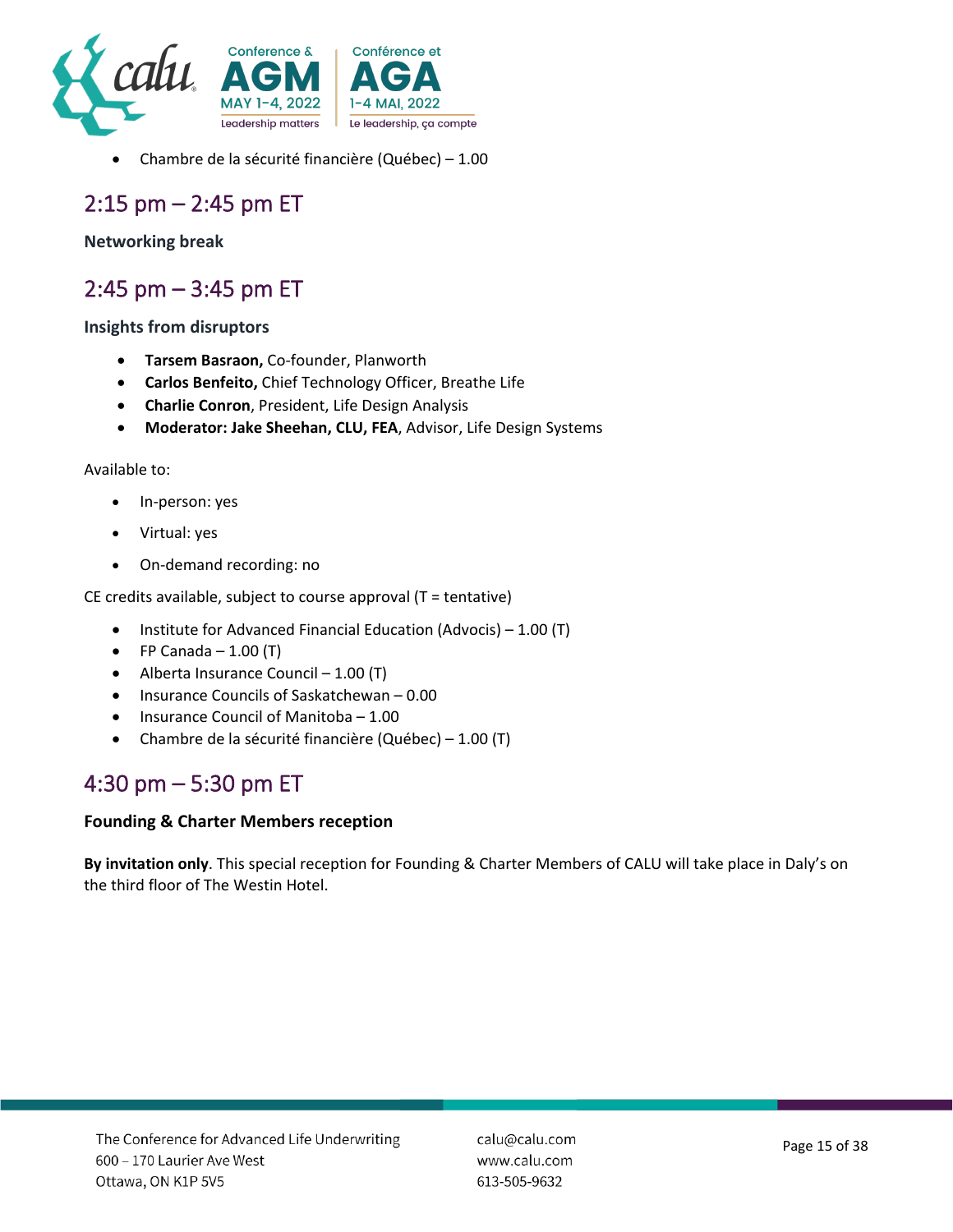- Chambre de la sécurité financière (Québec) – 1.00

## 2:15 pm – 2:45 pm ET

**Networking break**

## 2:45 pm – 3:45 pm ET

**Insights from disruptors**

- **Tarsem Basraon,** Co-founder, Planworth
- **Carlos Benfeito,** Chief Technology Officer, Breathe Life
- **Charlie Conron**, President, Life Design Analysis
- **Moderator: Jake Sheehan, CLU, FEA**, Advisor, Life Design Systems

Available to:

- In-person: yes
- Virtual: yes
- On-demand recording: no

CE credits available, subject to course approval (T = tentative)

- Institute for Advanced Financial Education (Advocis) – 1.00 (T)
- FP Canada – 1.00 (T)
- Alberta Insurance Council – 1.00 (T)
- Insurance Councils of Saskatchewan – 0.00
- Insurance Council of Manitoba – 1.00
- Chambre de la sécurité financière (Québec) – 1.00 (T)

## 4:30 pm – 5:30 pm ET

**Founding & Charter Members reception**

**By invitation only**. This special reception for Founding & Charter Members of CALU will take place in Daly's on the third floor of The Westin Hotel.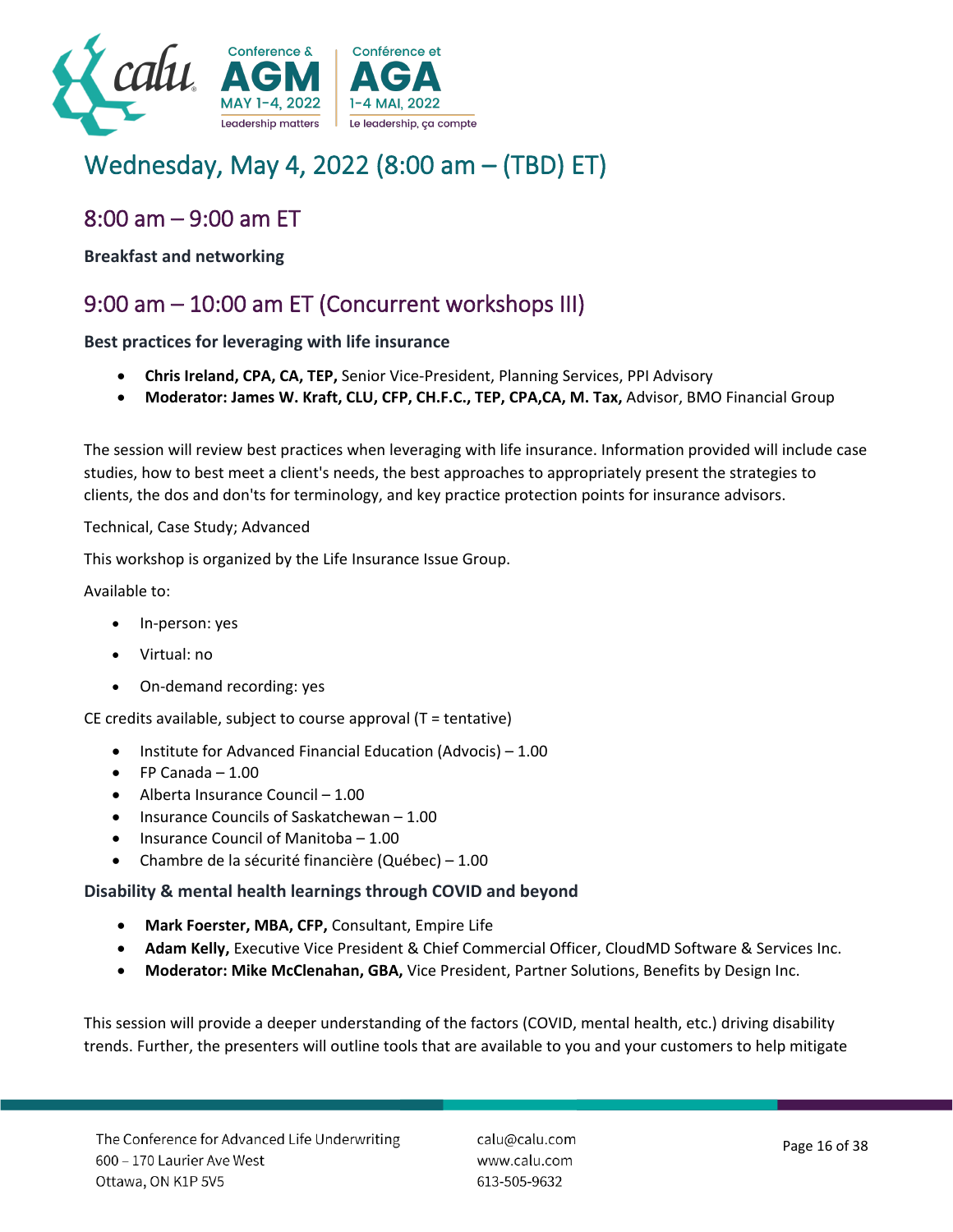# Wednesday, May 4, 2022 (8:00 am – (TBD) ET)

## 8:00 am – 9:00 am ET

**Breakfast and networking**

## 9:00 am – 10:00 am ET (Concurrent workshops III)

### Best practices for leveraging with life insurance

- **Chris Ireland, CPA, CA, TEP,** Senior Vice-President, Planning Services, PPI Advisory
- **Moderator: James W. Kraft, CLU, CFP, CH.F.C., TEP, CPA,CA, M. Tax,** Advisor, BMO Financial Group

The session will review best practices when leveraging with life insurance. Information provided will include case studies, how to best meet a client's needs, the best approaches to appropriately present the strategies to clients, the dos and don'ts for terminology, and key practice protection points for insurance advisors.

Technical, Case Study; Advanced

This workshop is organized by the Life Insurance Issue Group.

Available to:

- In-person: yes
- Virtual: no
- On-demand recording: yes

CE credits available, subject to course approval (T = tentative)

- Institute for Advanced Financial Education (Advocis) – 1.00
- FP Canada – 1.00
- Alberta Insurance Council – 1.00
- Insurance Councils of Saskatchewan – 1.00
- Insurance Council of Manitoba – 1.00
- Chambre de la sécurité financière (Québec) – 1.00

### Disability & mental health learnings through COVID and beyond

- **Mark Foerster, MBA, CFP,** Consultant, Empire Life
- **Adam Kelly,** Executive Vice President & Chief Commercial Officer, CloudMD Software & Services Inc.
- **Moderator: Mike McClenahan, GBA,** Vice President, Partner Solutions, Benefits by Design Inc.

This session will provide a deeper understanding of the factors (COVID, mental health, etc.) driving disability trends. Further, the presenters will outline tools that are available to you and your customers to help mitigate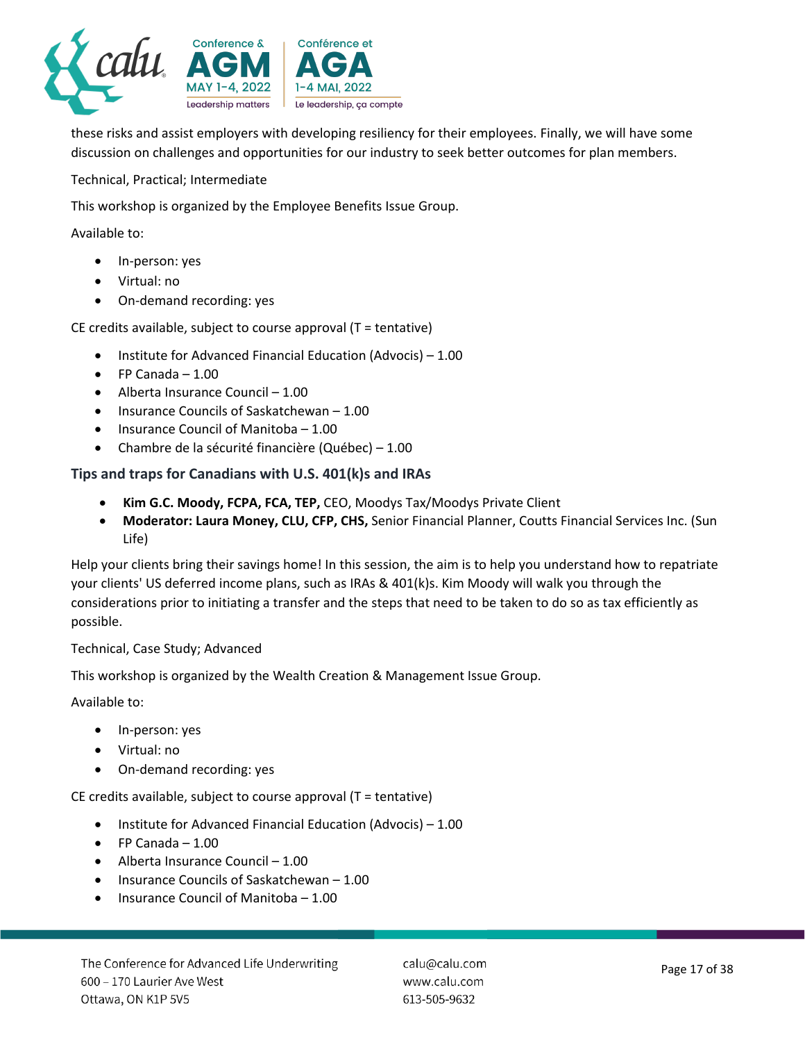these risks and assist employers with developing resiliency for their employees. Finally, we will have some discussion on challenges and opportunities for our industry to seek better outcomes for plan members.

Technical, Practical; Intermediate

This workshop is organized by the Employee Benefits Issue Group.

Available to:

- In-person: yes
- Virtual: no
- On-demand recording: yes

CE credits available, subject to course approval (T = tentative)

- Institute for Advanced Financial Education (Advocis) – 1.00
- FP Canada – 1.00
- Alberta Insurance Council – 1.00
- Insurance Councils of Saskatchewan – 1.00
- Insurance Council of Manitoba – 1.00
- Chambre de la sécurité financière (Québec) – 1.00

### Tips and traps for Canadians with U.S. 401(k)s and IRAs

- **Kim G.C. Moody, FCPA, FCA, TEP,** CEO, Moodys Tax/Moodys Private Client
- **Moderator: Laura Money, CLU, CFP, CHS,** Senior Financial Planner, Coutts Financial Services Inc. (Sun Life)

Help your clients bring their savings home! In this session, the aim is to help you understand how to repatriate your clients' US deferred income plans, such as IRAs & 401(k)s. Kim Moody will walk you through the considerations prior to initiating a transfer and the steps that need to be taken to do so as tax efficiently as possible.

Technical, Case Study; Advanced

This workshop is organized by the Wealth Creation & Management Issue Group.

Available to:

- In-person: yes
- Virtual: no
- On-demand recording: yes

CE credits available, subject to course approval (T = tentative)

- Institute for Advanced Financial Education (Advocis) – 1.00
- FP Canada – 1.00
- Alberta Insurance Council – 1.00
- Insurance Councils of Saskatchewan – 1.00
- Insurance Council of Manitoba – 1.00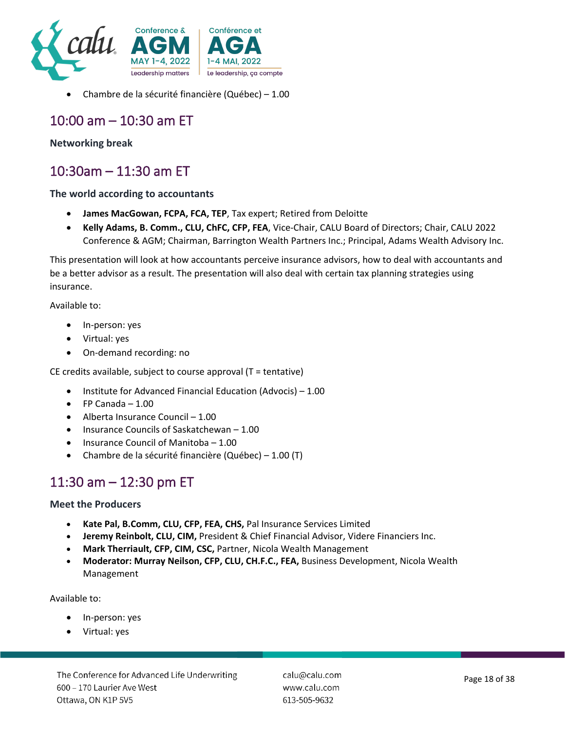- Chambre de la sécurité financière (Québec) – 1.00

## 10:00 am – 10:30 am ET

**Networking break**

## 10:30am – 11:30 am ET

**The world according to accountants**

- **James MacGowan, FCPA, FCA, TEP**, Tax expert; Retired from Deloitte
- **Kelly Adams, B. Comm., CLU, ChFC, CFP, FEA**, Vice-Chair, CALU Board of Directors; Chair, CALU 2022 Conference & AGM; Chairman, Barrington Wealth Partners Inc.; Principal, Adams Wealth Advisory Inc.

This presentation will look at how accountants perceive insurance advisors, how to deal with accountants and be a better advisor as a result. The presentation will also deal with certain tax planning strategies using insurance.

Available to:

- In-person: yes
- Virtual: yes
- On-demand recording: no

CE credits available, subject to course approval (T = tentative)

- Institute for Advanced Financial Education (Advocis) – 1.00
- FP Canada – 1.00
- Alberta Insurance Council – 1.00
- Insurance Councils of Saskatchewan – 1.00
- Insurance Council of Manitoba – 1.00
- Chambre de la sécurité financière (Québec) – 1.00 (T)

## 11:30 am – 12:30 pm ET

**Meet the Producers**

- **Kate Pal, B.Comm, CLU, CFP, FEA, CHS,** Pal Insurance Services Limited
- **Jeremy Reinbolt, CLU, CIM,** President & Chief Financial Advisor, Videre Financiers Inc.
- **Mark Therriault, CFP, CIM, CSC,** Partner, Nicola Wealth Management
- **Moderator: Murray Neilson, CFP, CLU, CH.F.C., FEA,** Business Development, Nicola Wealth Management

Available to:

- In-person: yes
- Virtual: yes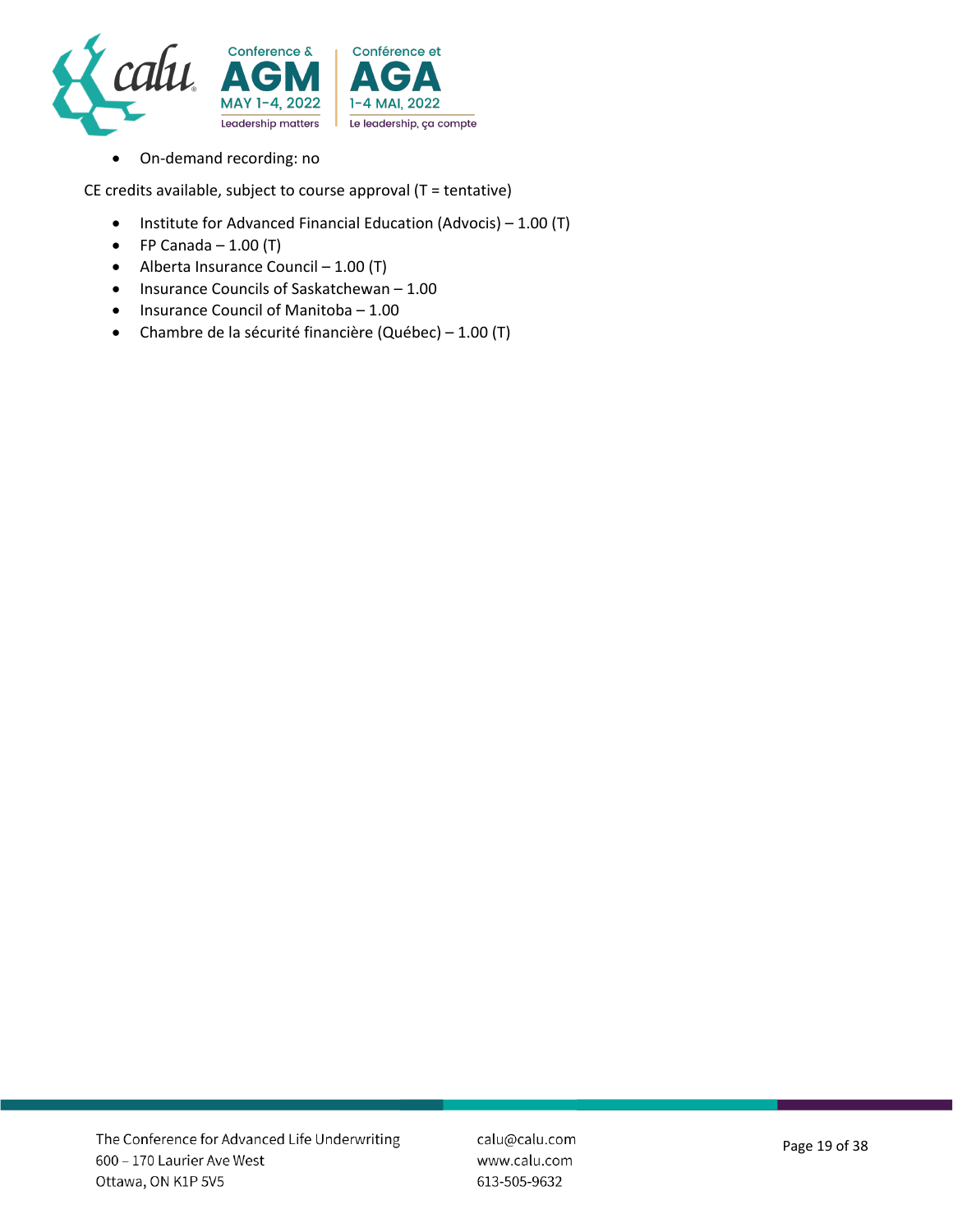- On-demand recording: no

CE credits available, subject to course approval (T = tentative)

- Institute for Advanced Financial Education (Advocis) – 1.00 (T)
- FP Canada – 1.00 (T)
- Alberta Insurance Council – 1.00 (T)
- Insurance Councils of Saskatchewan – 1.00
- Insurance Council of Manitoba – 1.00
- Chambre de la sécurité financière (Québec) – 1.00 (T)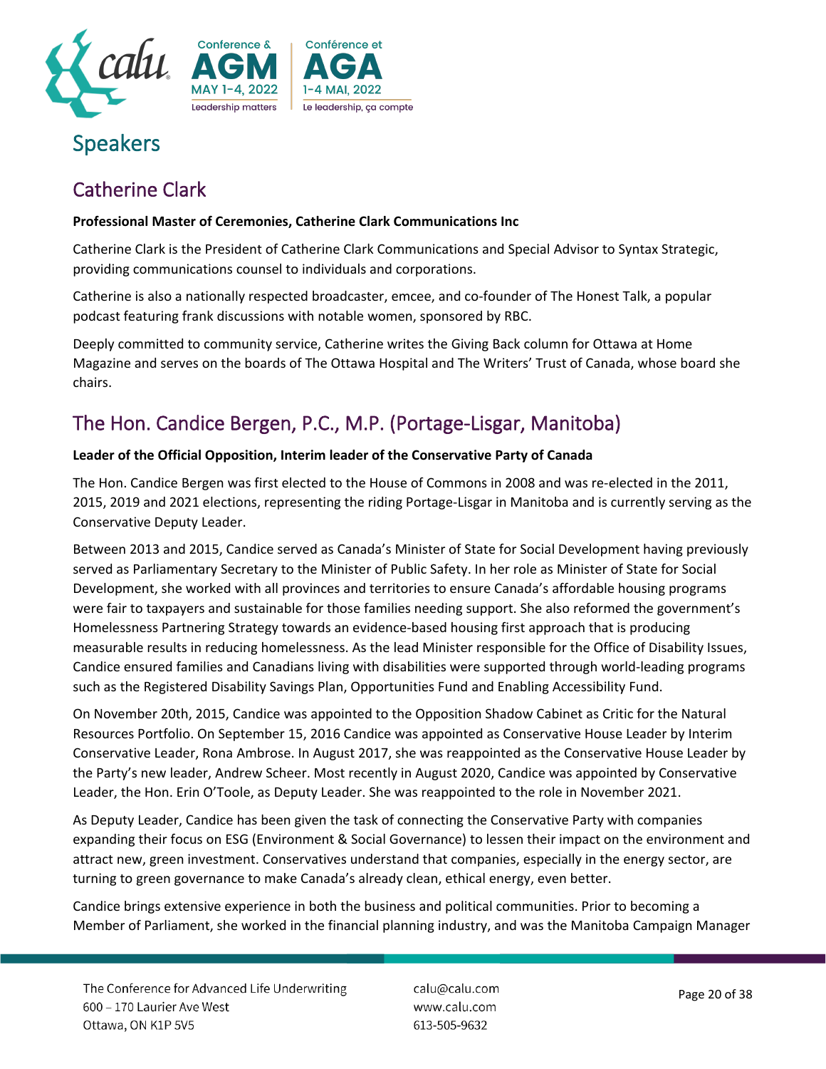# Speakers

## Catherine Clark

**Professional Master of Ceremonies, Catherine Clark Communications Inc**

Catherine Clark is the President of Catherine Clark Communications and Special Advisor to Syntax Strategic, providing communications counsel to individuals and corporations.

Catherine is also a nationally respected broadcaster, emcee, and co-founder of The Honest Talk, a popular podcast featuring frank discussions with notable women, sponsored by RBC.

Deeply committed to community service, Catherine writes the Giving Back column for Ottawa at Home Magazine and serves on the boards of The Ottawa Hospital and The Writers' Trust of Canada, whose board she chairs.

## The Hon. Candice Bergen, P.C., M.P. (Portage-Lisgar, Manitoba)

**Leader of the Official Opposition, Interim leader of the Conservative Party of Canada**

The Hon. Candice Bergen was first elected to the House of Commons in 2008 and was re-elected in the 2011, 2015, 2019 and 2021 elections, representing the riding Portage-Lisgar in Manitoba and is currently serving as the Conservative Deputy Leader.

Between 2013 and 2015, Candice served as Canada's Minister of State for Social Development having previously served as Parliamentary Secretary to the Minister of Public Safety. In her role as Minister of State for Social Development, she worked with all provinces and territories to ensure Canada's affordable housing programs were fair to taxpayers and sustainable for those families needing support. She also reformed the government's Homelessness Partnering Strategy towards an evidence-based housing first approach that is producing measurable results in reducing homelessness. As the lead Minister responsible for the Office of Disability Issues, Candice ensured families and Canadians living with disabilities were supported through world-leading programs such as the Registered Disability Savings Plan, Opportunities Fund and Enabling Accessibility Fund.

On November 20th, 2015, Candice was appointed to the Opposition Shadow Cabinet as Critic for the Natural Resources Portfolio. On September 15, 2016 Candice was appointed as Conservative House Leader by Interim Conservative Leader, Rona Ambrose. In August 2017, she was reappointed as the Conservative House Leader by the Party's new leader, Andrew Scheer. Most recently in August 2020, Candice was appointed by Conservative Leader, the Hon. Erin O'Toole, as Deputy Leader. She was reappointed to the role in November 2021.

As Deputy Leader, Candice has been given the task of connecting the Conservative Party with companies expanding their focus on ESG (Environment & Social Governance) to lessen their impact on the environment and attract new, green investment. Conservatives understand that companies, especially in the energy sector, are turning to green governance to make Canada's already clean, ethical energy, even better.

Candice brings extensive experience in both the business and political communities. Prior to becoming a Member of Parliament, she worked in the financial planning industry, and was the Manitoba Campaign Manager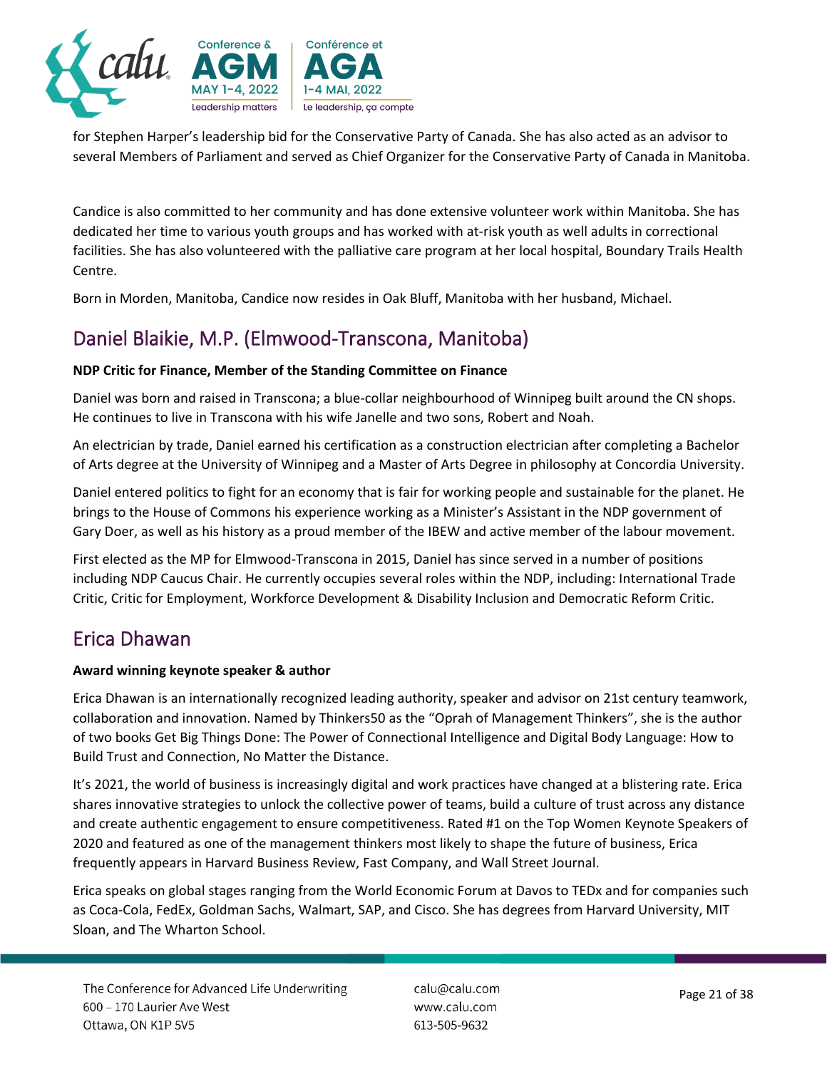for Stephen Harper's leadership bid for the Conservative Party of Canada. She has also acted as an advisor to several Members of Parliament and served as Chief Organizer for the Conservative Party of Canada in Manitoba.

Candice is also committed to her community and has done extensive volunteer work within Manitoba. She has dedicated her time to various youth groups and has worked with at-risk youth as well adults in correctional facilities. She has also volunteered with the palliative care program at her local hospital, Boundary Trails Health Centre.

Born in Morden, Manitoba, Candice now resides in Oak Bluff, Manitoba with her husband, Michael.

## Daniel Blaikie, M.P. (Elmwood-Transcona, Manitoba)

**NDP Critic for Finance, Member of the Standing Committee on Finance**

Daniel was born and raised in Transcona; a blue-collar neighbourhood of Winnipeg built around the CN shops. He continues to live in Transcona with his wife Janelle and two sons, Robert and Noah.

An electrician by trade, Daniel earned his certification as a construction electrician after completing a Bachelor of Arts degree at the University of Winnipeg and a Master of Arts Degree in philosophy at Concordia University.

Daniel entered politics to fight for an economy that is fair for working people and sustainable for the planet. He brings to the House of Commons his experience working as a Minister's Assistant in the NDP government of Gary Doer, as well as his history as a proud member of the IBEW and active member of the labour movement.

First elected as the MP for Elmwood-Transcona in 2015, Daniel has since served in a number of positions including NDP Caucus Chair. He currently occupies several roles within the NDP, including: International Trade Critic, Critic for Employment, Workforce Development & Disability Inclusion and Democratic Reform Critic.

## Erica Dhawan

**Award winning keynote speaker & author**

Erica Dhawan is an internationally recognized leading authority, speaker and advisor on 21st century teamwork, collaboration and innovation. Named by Thinkers50 as the "Oprah of Management Thinkers", she is the author of two books Get Big Things Done: The Power of Connectional Intelligence and Digital Body Language: How to Build Trust and Connection, No Matter the Distance.

It's 2021, the world of business is increasingly digital and work practices have changed at a blistering rate. Erica shares innovative strategies to unlock the collective power of teams, build a culture of trust across any distance and create authentic engagement to ensure competitiveness. Rated #1 on the Top Women Keynote Speakers of 2020 and featured as one of the management thinkers most likely to shape the future of business, Erica frequently appears in Harvard Business Review, Fast Company, and Wall Street Journal.

Erica speaks on global stages ranging from the World Economic Forum at Davos to TEDx and for companies such as Coca-Cola, FedEx, Goldman Sachs, Walmart, SAP, and Cisco. She has degrees from Harvard University, MIT Sloan, and The Wharton School.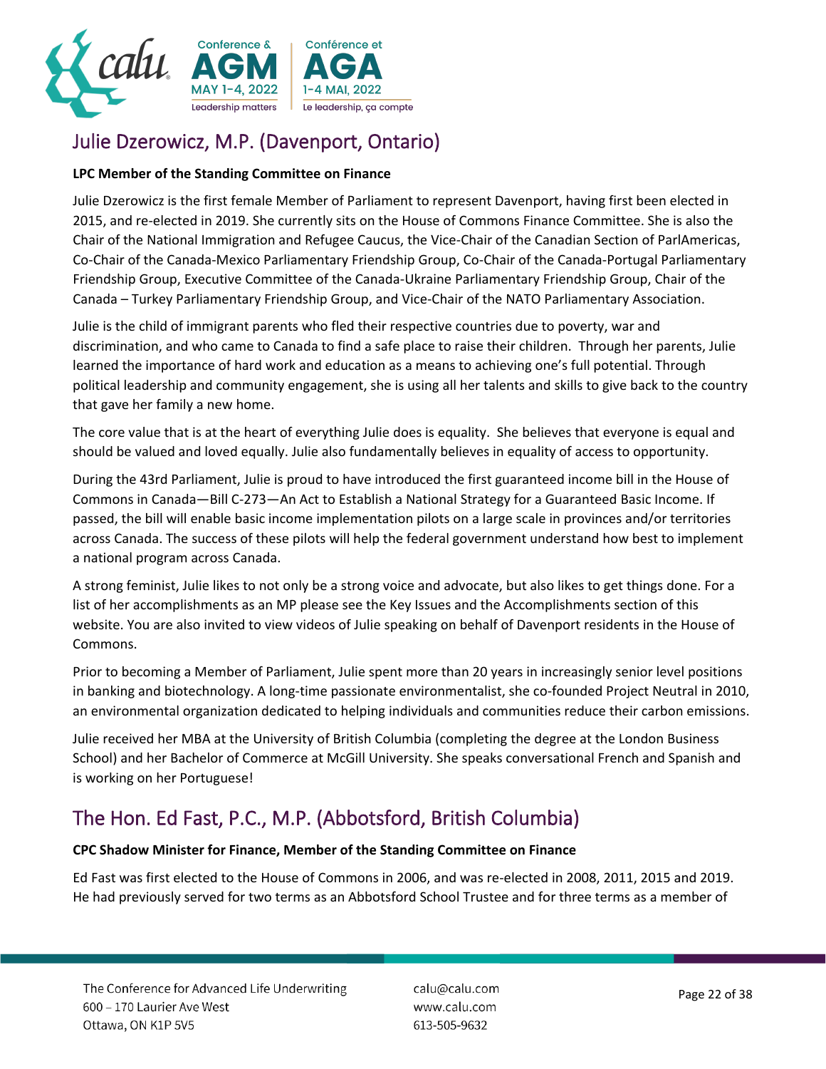## Julie Dzerowicz, M.P. (Davenport, Ontario)

**LPC Member of the Standing Committee on Finance**

Julie Dzerowicz is the first female Member of Parliament to represent Davenport, having first been elected in 2015, and re-elected in 2019. She currently sits on the House of Commons Finance Committee. She is also the Chair of the National Immigration and Refugee Caucus, the Vice-Chair of the Canadian Section of ParlAmericas, Co-Chair of the Canada-Mexico Parliamentary Friendship Group, Co-Chair of the Canada-Portugal Parliamentary Friendship Group, Executive Committee of the Canada-Ukraine Parliamentary Friendship Group, Chair of the Canada – Turkey Parliamentary Friendship Group, and Vice-Chair of the NATO Parliamentary Association.

Julie is the child of immigrant parents who fled their respective countries due to poverty, war and discrimination, and who came to Canada to find a safe place to raise their children. Through her parents, Julie learned the importance of hard work and education as a means to achieving one's full potential. Through political leadership and community engagement, she is using all her talents and skills to give back to the country that gave her family a new home.

The core value that is at the heart of everything Julie does is equality. She believes that everyone is equal and should be valued and loved equally. Julie also fundamentally believes in equality of access to opportunity.

During the 43rd Parliament, Julie is proud to have introduced the first guaranteed income bill in the House of Commons in Canada—Bill C-273—An Act to Establish a National Strategy for a Guaranteed Basic Income. If passed, the bill will enable basic income implementation pilots on a large scale in provinces and/or territories across Canada. The success of these pilots will help the federal government understand how best to implement a national program across Canada.

A strong feminist, Julie likes to not only be a strong voice and advocate, but also likes to get things done. For a list of her accomplishments as an MP please see the Key Issues and the Accomplishments section of this website. You are also invited to view videos of Julie speaking on behalf of Davenport residents in the House of Commons.

Prior to becoming a Member of Parliament, Julie spent more than 20 years in increasingly senior level positions in banking and biotechnology. A long-time passionate environmentalist, she co-founded Project Neutral in 2010, an environmental organization dedicated to helping individuals and communities reduce their carbon emissions.

Julie received her MBA at the University of British Columbia (completing the degree at the London Business School) and her Bachelor of Commerce at McGill University. She speaks conversational French and Spanish and is working on her Portuguese!

## The Hon. Ed Fast, P.C., M.P. (Abbotsford, British Columbia)

**CPC Shadow Minister for Finance, Member of the Standing Committee on Finance**

Ed Fast was first elected to the House of Commons in 2006, and was re-elected in 2008, 2011, 2015 and 2019. He had previously served for two terms as an Abbotsford School Trustee and for three terms as a member of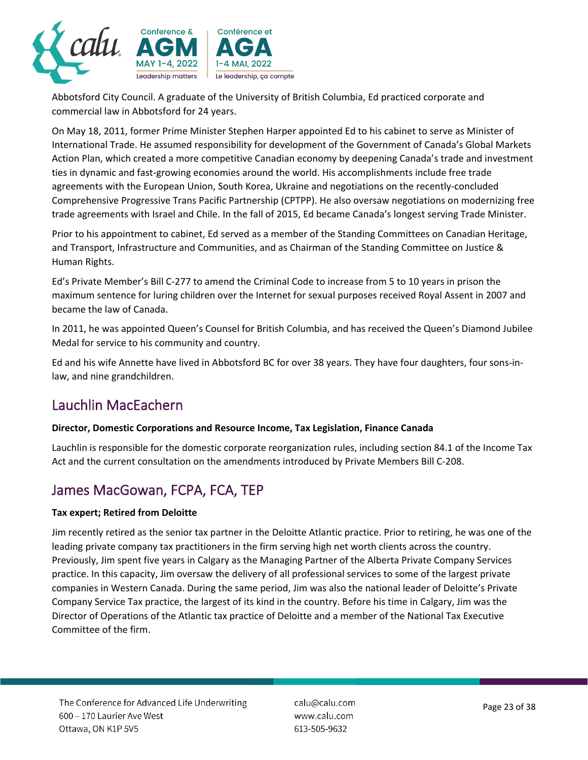Abbotsford City Council. A graduate of the University of British Columbia, Ed practiced corporate and commercial law in Abbotsford for 24 years.

On May 18, 2011, former Prime Minister Stephen Harper appointed Ed to his cabinet to serve as Minister of International Trade. He assumed responsibility for development of the Government of Canada's Global Markets Action Plan, which created a more competitive Canadian economy by deepening Canada's trade and investment ties in dynamic and fast-growing economies around the world. His accomplishments include free trade agreements with the European Union, South Korea, Ukraine and negotiations on the recently-concluded Comprehensive Progressive Trans Pacific Partnership (CPTPP). He also oversaw negotiations on modernizing free trade agreements with Israel and Chile. In the fall of 2015, Ed became Canada's longest serving Trade Minister.

Prior to his appointment to cabinet, Ed served as a member of the Standing Committees on Canadian Heritage, and Transport, Infrastructure and Communities, and as Chairman of the Standing Committee on Justice & Human Rights.

Ed's Private Member's Bill C-277 to amend the Criminal Code to increase from 5 to 10 years in prison the maximum sentence for luring children over the Internet for sexual purposes received Royal Assent in 2007 and became the law of Canada.

In 2011, he was appointed Queen's Counsel for British Columbia, and has received the Queen's Diamond Jubilee Medal for service to his community and country.

Ed and his wife Annette have lived in Abbotsford BC for over 38 years. They have four daughters, four sons-in-law, and nine grandchildren.

## Lauchlin MacEachern

**Director, Domestic Corporations and Resource Income, Tax Legislation, Finance Canada**

Lauchlin is responsible for the domestic corporate reorganization rules, including section 84.1 of the Income Tax Act and the current consultation on the amendments introduced by Private Members Bill C-208.

## James MacGowan, FCPA, FCA, TEP

**Tax expert; Retired from Deloitte**

Jim recently retired as the senior tax partner in the Deloitte Atlantic practice. Prior to retiring, he was one of the leading private company tax practitioners in the firm serving high net worth clients across the country. Previously, Jim spent five years in Calgary as the Managing Partner of the Alberta Private Company Services practice. In this capacity, Jim oversaw the delivery of all professional services to some of the largest private companies in Western Canada. During the same period, Jim was also the national leader of Deloitte's Private Company Service Tax practice, the largest of its kind in the country. Before his time in Calgary, Jim was the Director of Operations of the Atlantic tax practice of Deloitte and a member of the National Tax Executive Committee of the firm.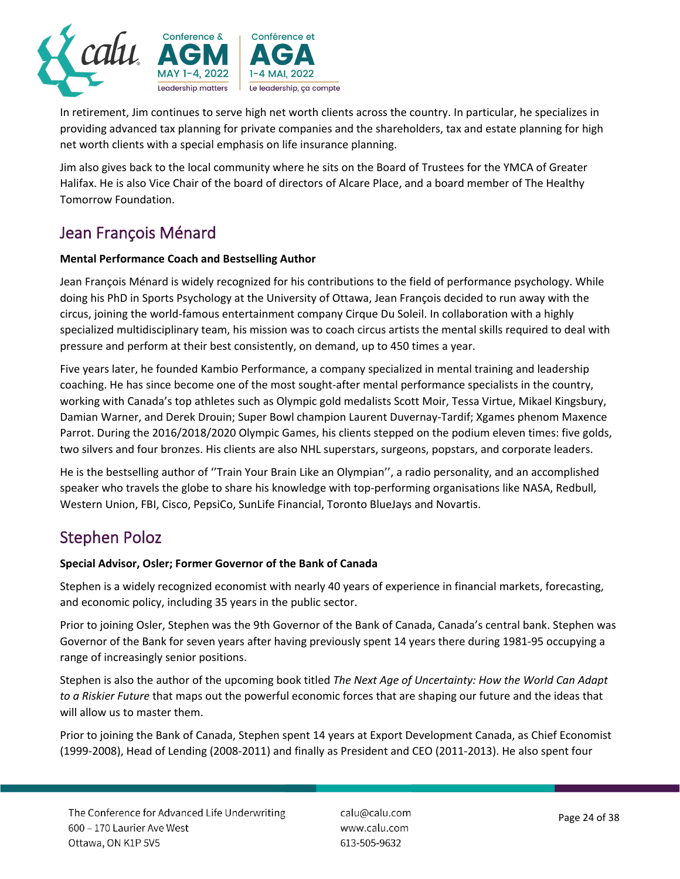In retirement, Jim continues to serve high net worth clients across the country. In particular, he specializes in providing advanced tax planning for private companies and the shareholders, tax and estate planning for high net worth clients with a special emphasis on life insurance planning.

Jim also gives back to the local community where he sits on the Board of Trustees for the YMCA of Greater Halifax. He is also Vice Chair of the board of directors of Alcare Place, and a board member of The Healthy Tomorrow Foundation.

## Jean François Ménard

**Mental Performance Coach and Bestselling Author**

Jean François Ménard is widely recognized for his contributions to the field of performance psychology. While doing his PhD in Sports Psychology at the University of Ottawa, Jean François decided to run away with the circus, joining the world-famous entertainment company Cirque Du Soleil. In collaboration with a highly specialized multidisciplinary team, his mission was to coach circus artists the mental skills required to deal with pressure and perform at their best consistently, on demand, up to 450 times a year.

Five years later, he founded Kambio Performance, a company specialized in mental training and leadership coaching. He has since become one of the most sought-after mental performance specialists in the country, working with Canada's top athletes such as Olympic gold medalists Scott Moir, Tessa Virtue, Mikael Kingsbury, Damian Warner, and Derek Drouin; Super Bowl champion Laurent Duvernay-Tardif; Xgames phenom Maxence Parrot. During the 2016/2018/2020 Olympic Games, his clients stepped on the podium eleven times: five golds, two silvers and four bronzes. His clients are also NHL superstars, surgeons, popstars, and corporate leaders.

He is the bestselling author of ''Train Your Brain Like an Olympian'', a radio personality, and an accomplished speaker who travels the globe to share his knowledge with top-performing organisations like NASA, Redbull, Western Union, FBI, Cisco, PepsiCo, SunLife Financial, Toronto BlueJays and Novartis.

## Stephen Poloz

**Special Advisor, Osler; Former Governor of the Bank of Canada**

Stephen is a widely recognized economist with nearly 40 years of experience in financial markets, forecasting, and economic policy, including 35 years in the public sector.

Prior to joining Osler, Stephen was the 9th Governor of the Bank of Canada, Canada's central bank. Stephen was Governor of the Bank for seven years after having previously spent 14 years there during 1981-95 occupying a range of increasingly senior positions.

Stephen is also the author of the upcoming book titled *The Next Age of Uncertainty: How the World Can Adapt to a Riskier Future* that maps out the powerful economic forces that are shaping our future and the ideas that will allow us to master them.

Prior to joining the Bank of Canada, Stephen spent 14 years at Export Development Canada, as Chief Economist (1999-2008), Head of Lending (2008-2011) and finally as President and CEO (2011-2013). He also spent four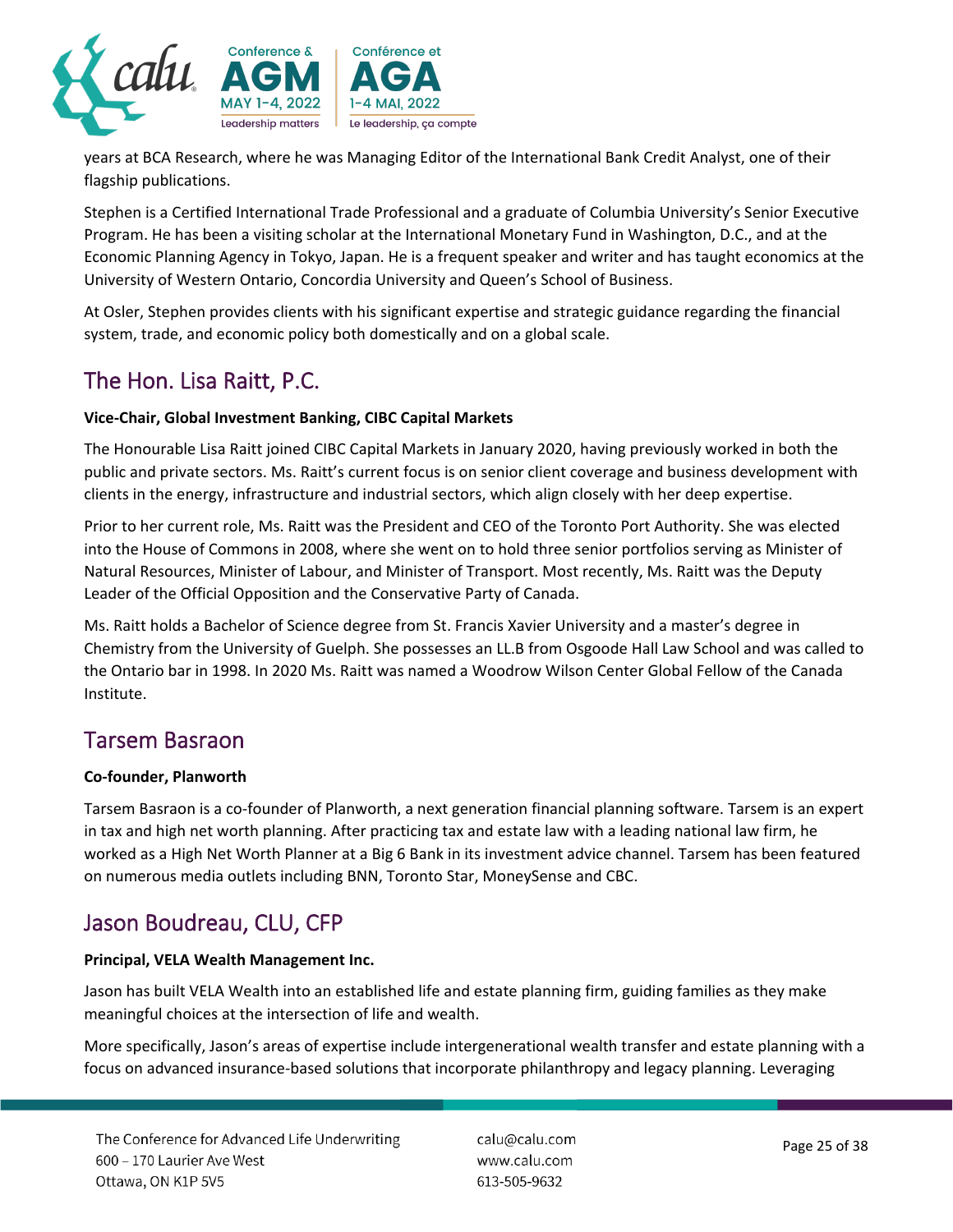years at BCA Research, where he was Managing Editor of the International Bank Credit Analyst, one of their flagship publications.

Stephen is a Certified International Trade Professional and a graduate of Columbia University's Senior Executive Program. He has been a visiting scholar at the International Monetary Fund in Washington, D.C., and at the Economic Planning Agency in Tokyo, Japan. He is a frequent speaker and writer and has taught economics at the University of Western Ontario, Concordia University and Queen's School of Business.

At Osler, Stephen provides clients with his significant expertise and strategic guidance regarding the financial system, trade, and economic policy both domestically and on a global scale.

## The Hon. Lisa Raitt, P.C.

**Vice-Chair, Global Investment Banking, CIBC Capital Markets**

The Honourable Lisa Raitt joined CIBC Capital Markets in January 2020, having previously worked in both the public and private sectors. Ms. Raitt's current focus is on senior client coverage and business development with clients in the energy, infrastructure and industrial sectors, which align closely with her deep expertise.

Prior to her current role, Ms. Raitt was the President and CEO of the Toronto Port Authority. She was elected into the House of Commons in 2008, where she went on to hold three senior portfolios serving as Minister of Natural Resources, Minister of Labour, and Minister of Transport. Most recently, Ms. Raitt was the Deputy Leader of the Official Opposition and the Conservative Party of Canada.

Ms. Raitt holds a Bachelor of Science degree from St. Francis Xavier University and a master's degree in Chemistry from the University of Guelph. She possesses an LL.B from Osgoode Hall Law School and was called to the Ontario bar in 1998. In 2020 Ms. Raitt was named a Woodrow Wilson Center Global Fellow of the Canada Institute.

## Tarsem Basraon

**Co-founder, Planworth**

Tarsem Basraon is a co-founder of Planworth, a next generation financial planning software. Tarsem is an expert in tax and high net worth planning. After practicing tax and estate law with a leading national law firm, he worked as a High Net Worth Planner at a Big 6 Bank in its investment advice channel. Tarsem has been featured on numerous media outlets including BNN, Toronto Star, MoneySense and CBC.

## Jason Boudreau, CLU, CFP

**Principal, VELA Wealth Management Inc.**

Jason has built VELA Wealth into an established life and estate planning firm, guiding families as they make meaningful choices at the intersection of life and wealth.

More specifically, Jason's areas of expertise include intergenerational wealth transfer and estate planning with a focus on advanced insurance-based solutions that incorporate philanthropy and legacy planning. Leveraging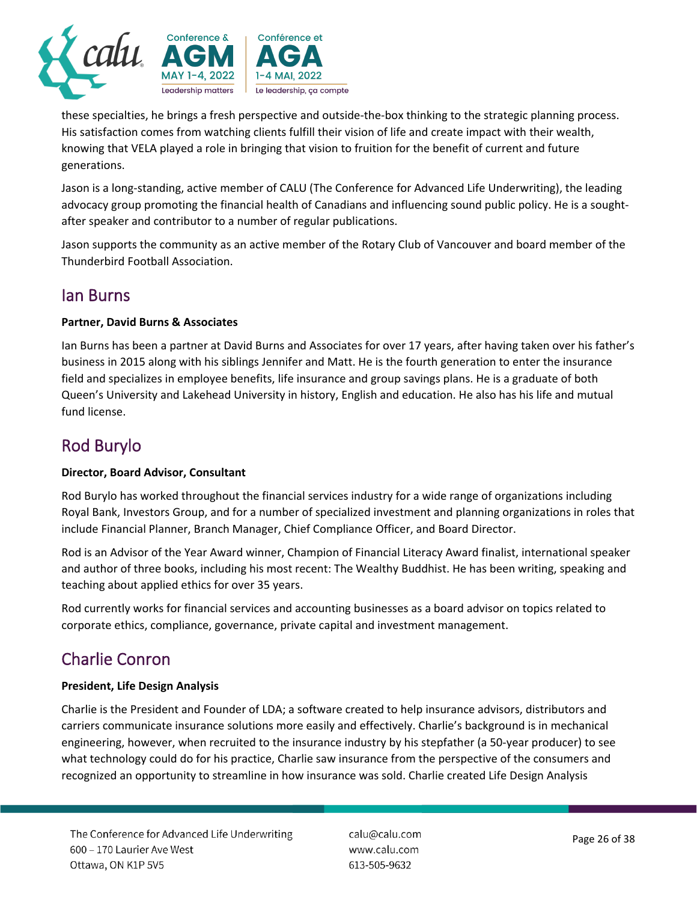these specialties, he brings a fresh perspective and outside-the-box thinking to the strategic planning process. His satisfaction comes from watching clients fulfill their vision of life and create impact with their wealth, knowing that VELA played a role in bringing that vision to fruition for the benefit of current and future generations.

Jason is a long-standing, active member of CALU (The Conference for Advanced Life Underwriting), the leading advocacy group promoting the financial health of Canadians and influencing sound public policy. He is a sought-after speaker and contributor to a number of regular publications.

Jason supports the community as an active member of the Rotary Club of Vancouver and board member of the Thunderbird Football Association.

## Ian Burns

**Partner, David Burns & Associates**

Ian Burns has been a partner at David Burns and Associates for over 17 years, after having taken over his father's business in 2015 along with his siblings Jennifer and Matt. He is the fourth generation to enter the insurance field and specializes in employee benefits, life insurance and group savings plans. He is a graduate of both Queen's University and Lakehead University in history, English and education. He also has his life and mutual fund license.

## Rod Burylo

**Director, Board Advisor, Consultant**

Rod Burylo has worked throughout the financial services industry for a wide range of organizations including Royal Bank, Investors Group, and for a number of specialized investment and planning organizations in roles that include Financial Planner, Branch Manager, Chief Compliance Officer, and Board Director.

Rod is an Advisor of the Year Award winner, Champion of Financial Literacy Award finalist, international speaker and author of three books, including his most recent: The Wealthy Buddhist. He has been writing, speaking and teaching about applied ethics for over 35 years.

Rod currently works for financial services and accounting businesses as a board advisor on topics related to corporate ethics, compliance, governance, private capital and investment management.

## Charlie Conron

**President, Life Design Analysis**

Charlie is the President and Founder of LDA; a software created to help insurance advisors, distributors and carriers communicate insurance solutions more easily and effectively. Charlie's background is in mechanical engineering, however, when recruited to the insurance industry by his stepfather (a 50-year producer) to see what technology could do for his practice, Charlie saw insurance from the perspective of the consumers and recognized an opportunity to streamline in how insurance was sold. Charlie created Life Design Analysis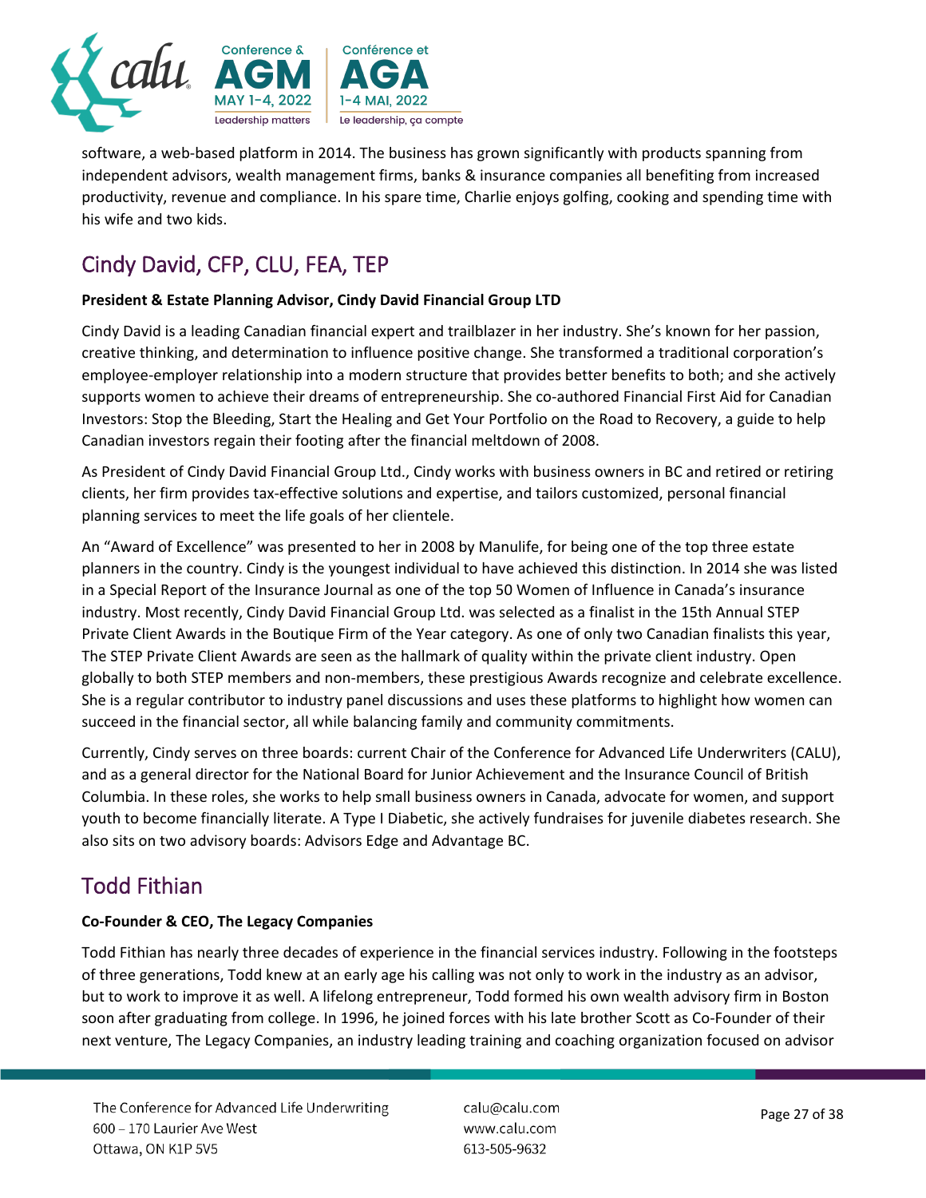software, a web-based platform in 2014. The business has grown significantly with products spanning from independent advisors, wealth management firms, banks & insurance companies all benefiting from increased productivity, revenue and compliance. In his spare time, Charlie enjoys golfing, cooking and spending time with his wife and two kids.

## Cindy David, CFP, CLU, FEA, TEP

**President & Estate Planning Advisor, Cindy David Financial Group LTD**

Cindy David is a leading Canadian financial expert and trailblazer in her industry. She's known for her passion, creative thinking, and determination to influence positive change. She transformed a traditional corporation's employee-employer relationship into a modern structure that provides better benefits to both; and she actively supports women to achieve their dreams of entrepreneurship. She co-authored Financial First Aid for Canadian Investors: Stop the Bleeding, Start the Healing and Get Your Portfolio on the Road to Recovery, a guide to help Canadian investors regain their footing after the financial meltdown of 2008.

As President of Cindy David Financial Group Ltd., Cindy works with business owners in BC and retired or retiring clients, her firm provides tax-effective solutions and expertise, and tailors customized, personal financial planning services to meet the life goals of her clientele.

An "Award of Excellence" was presented to her in 2008 by Manulife, for being one of the top three estate planners in the country. Cindy is the youngest individual to have achieved this distinction. In 2014 she was listed in a Special Report of the Insurance Journal as one of the top 50 Women of Influence in Canada's insurance industry. Most recently, Cindy David Financial Group Ltd. was selected as a finalist in the 15th Annual STEP Private Client Awards in the Boutique Firm of the Year category. As one of only two Canadian finalists this year, The STEP Private Client Awards are seen as the hallmark of quality within the private client industry. Open globally to both STEP members and non-members, these prestigious Awards recognize and celebrate excellence. She is a regular contributor to industry panel discussions and uses these platforms to highlight how women can succeed in the financial sector, all while balancing family and community commitments.

Currently, Cindy serves on three boards: current Chair of the Conference for Advanced Life Underwriters (CALU), and as a general director for the National Board for Junior Achievement and the Insurance Council of British Columbia. In these roles, she works to help small business owners in Canada, advocate for women, and support youth to become financially literate. A Type I Diabetic, she actively fundraises for juvenile diabetes research. She also sits on two advisory boards: Advisors Edge and Advantage BC.

## Todd Fithian

**Co-Founder & CEO, The Legacy Companies**

Todd Fithian has nearly three decades of experience in the financial services industry. Following in the footsteps of three generations, Todd knew at an early age his calling was not only to work in the industry as an advisor, but to work to improve it as well. A lifelong entrepreneur, Todd formed his own wealth advisory firm in Boston soon after graduating from college. In 1996, he joined forces with his late brother Scott as Co-Founder of their next venture, The Legacy Companies, an industry leading training and coaching organization focused on advisor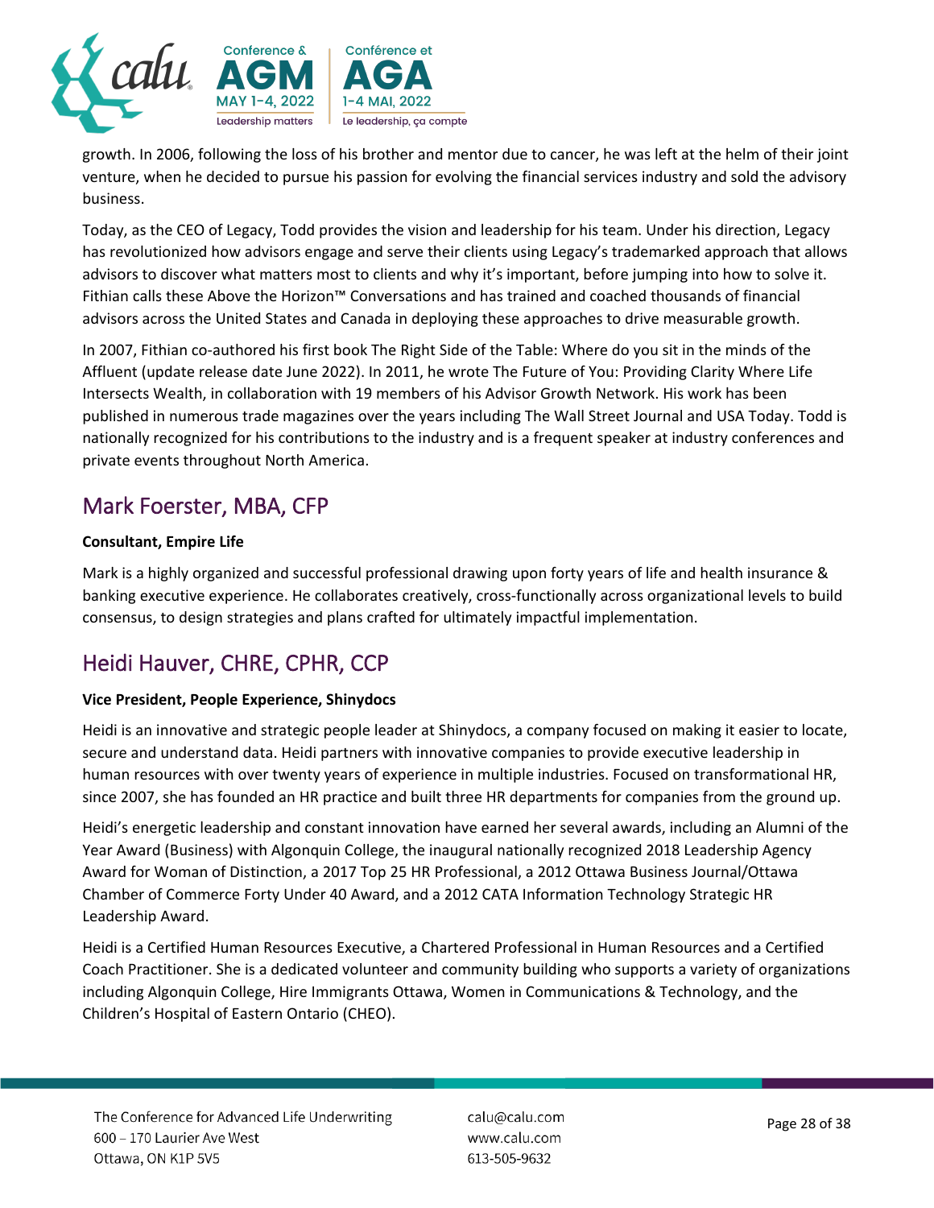growth. In 2006, following the loss of his brother and mentor due to cancer, he was left at the helm of their joint venture, when he decided to pursue his passion for evolving the financial services industry and sold the advisory business.

Today, as the CEO of Legacy, Todd provides the vision and leadership for his team. Under his direction, Legacy has revolutionized how advisors engage and serve their clients using Legacy's trademarked approach that allows advisors to discover what matters most to clients and why it's important, before jumping into how to solve it. Fithian calls these Above the Horizon™ Conversations and has trained and coached thousands of financial advisors across the United States and Canada in deploying these approaches to drive measurable growth.

In 2007, Fithian co-authored his first book The Right Side of the Table: Where do you sit in the minds of the Affluent (update release date June 2022). In 2011, he wrote The Future of You: Providing Clarity Where Life Intersects Wealth, in collaboration with 19 members of his Advisor Growth Network. His work has been published in numerous trade magazines over the years including The Wall Street Journal and USA Today. Todd is nationally recognized for his contributions to the industry and is a frequent speaker at industry conferences and private events throughout North America.

## Mark Foerster, MBA, CFP

**Consultant, Empire Life**

Mark is a highly organized and successful professional drawing upon forty years of life and health insurance & banking executive experience. He collaborates creatively, cross-functionally across organizational levels to build consensus, to design strategies and plans crafted for ultimately impactful implementation.

## Heidi Hauver, CHRE, CPHR, CCP

**Vice President, People Experience, Shinydocs**

Heidi is an innovative and strategic people leader at Shinydocs, a company focused on making it easier to locate, secure and understand data. Heidi partners with innovative companies to provide executive leadership in human resources with over twenty years of experience in multiple industries. Focused on transformational HR, since 2007, she has founded an HR practice and built three HR departments for companies from the ground up.

Heidi's energetic leadership and constant innovation have earned her several awards, including an Alumni of the Year Award (Business) with Algonquin College, the inaugural nationally recognized 2018 Leadership Agency Award for Woman of Distinction, a 2017 Top 25 HR Professional, a 2012 Ottawa Business Journal/Ottawa Chamber of Commerce Forty Under 40 Award, and a 2012 CATA Information Technology Strategic HR Leadership Award.

Heidi is a Certified Human Resources Executive, a Chartered Professional in Human Resources and a Certified Coach Practitioner. She is a dedicated volunteer and community building who supports a variety of organizations including Algonquin College, Hire Immigrants Ottawa, Women in Communications & Technology, and the Children's Hospital of Eastern Ontario (CHEO).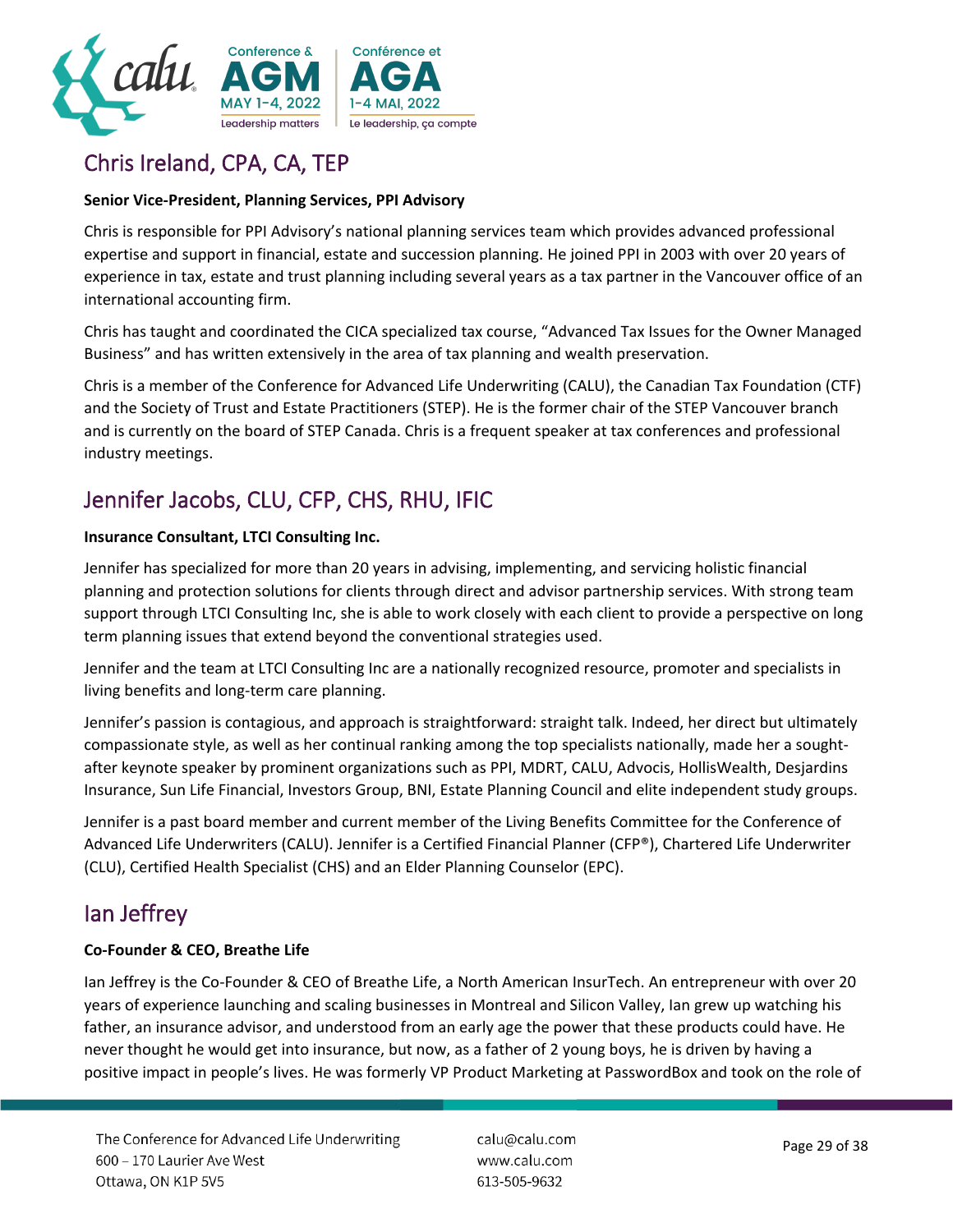## Chris Ireland, CPA, CA, TEP

**Senior Vice-President, Planning Services, PPI Advisory**

Chris is responsible for PPI Advisory's national planning services team which provides advanced professional expertise and support in financial, estate and succession planning. He joined PPI in 2003 with over 20 years of experience in tax, estate and trust planning including several years as a tax partner in the Vancouver office of an international accounting firm.

Chris has taught and coordinated the CICA specialized tax course, "Advanced Tax Issues for the Owner Managed Business" and has written extensively in the area of tax planning and wealth preservation.

Chris is a member of the Conference for Advanced Life Underwriting (CALU), the Canadian Tax Foundation (CTF) and the Society of Trust and Estate Practitioners (STEP). He is the former chair of the STEP Vancouver branch and is currently on the board of STEP Canada. Chris is a frequent speaker at tax conferences and professional industry meetings.

## Jennifer Jacobs, CLU, CFP, CHS, RHU, IFIC

**Insurance Consultant, LTCI Consulting Inc.**

Jennifer has specialized for more than 20 years in advising, implementing, and servicing holistic financial planning and protection solutions for clients through direct and advisor partnership services. With strong team support through LTCI Consulting Inc, she is able to work closely with each client to provide a perspective on long term planning issues that extend beyond the conventional strategies used.

Jennifer and the team at LTCI Consulting Inc are a nationally recognized resource, promoter and specialists in living benefits and long-term care planning.

Jennifer's passion is contagious, and approach is straightforward: straight talk. Indeed, her direct but ultimately compassionate style, as well as her continual ranking among the top specialists nationally, made her a sought-after keynote speaker by prominent organizations such as PPI, MDRT, CALU, Advocis, HollisWealth, Desjardins Insurance, Sun Life Financial, Investors Group, BNI, Estate Planning Council and elite independent study groups.

Jennifer is a past board member and current member of the Living Benefits Committee for the Conference of Advanced Life Underwriters (CALU). Jennifer is a Certified Financial Planner (CFP®), Chartered Life Underwriter (CLU), Certified Health Specialist (CHS) and an Elder Planning Counselor (EPC).

## Ian Jeffrey

**Co-Founder & CEO, Breathe Life**

Ian Jeffrey is the Co-Founder & CEO of Breathe Life, a North American InsurTech. An entrepreneur with over 20 years of experience launching and scaling businesses in Montreal and Silicon Valley, Ian grew up watching his father, an insurance advisor, and understood from an early age the power that these products could have. He never thought he would get into insurance, but now, as a father of 2 young boys, he is driven by having a positive impact in people's lives. He was formerly VP Product Marketing at PasswordBox and took on the role of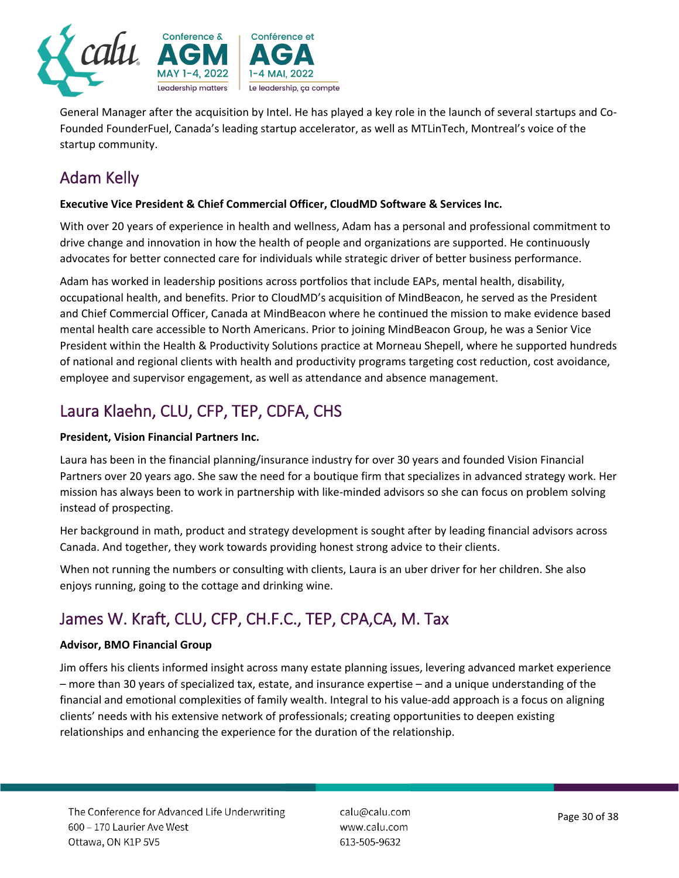General Manager after the acquisition by Intel. He has played a key role in the launch of several startups and Co-Founded FounderFuel, Canada's leading startup accelerator, as well as MTLinTech, Montreal's voice of the startup community.

## Adam Kelly

**Executive Vice President & Chief Commercial Officer, CloudMD Software & Services Inc.**

With over 20 years of experience in health and wellness, Adam has a personal and professional commitment to drive change and innovation in how the health of people and organizations are supported. He continuously advocates for better connected care for individuals while strategic driver of better business performance.

Adam has worked in leadership positions across portfolios that include EAPs, mental health, disability, occupational health, and benefits. Prior to CloudMD's acquisition of MindBeacon, he served as the President and Chief Commercial Officer, Canada at MindBeacon where he continued the mission to make evidence based mental health care accessible to North Americans. Prior to joining MindBeacon Group, he was a Senior Vice President within the Health & Productivity Solutions practice at Morneau Shepell, where he supported hundreds of national and regional clients with health and productivity programs targeting cost reduction, cost avoidance, employee and supervisor engagement, as well as attendance and absence management.

## Laura Klaehn, CLU, CFP, TEP, CDFA, CHS

**President, Vision Financial Partners Inc.**

Laura has been in the financial planning/insurance industry for over 30 years and founded Vision Financial Partners over 20 years ago. She saw the need for a boutique firm that specializes in advanced strategy work. Her mission has always been to work in partnership with like-minded advisors so she can focus on problem solving instead of prospecting.

Her background in math, product and strategy development is sought after by leading financial advisors across Canada. And together, they work towards providing honest strong advice to their clients.

When not running the numbers or consulting with clients, Laura is an uber driver for her children. She also enjoys running, going to the cottage and drinking wine.

## James W. Kraft, CLU, CFP, CH.F.C., TEP, CPA,CA, M. Tax

**Advisor, BMO Financial Group**

Jim offers his clients informed insight across many estate planning issues, levering advanced market experience – more than 30 years of specialized tax, estate, and insurance expertise – and a unique understanding of the financial and emotional complexities of family wealth. Integral to his value-add approach is a focus on aligning clients' needs with his extensive network of professionals; creating opportunities to deepen existing relationships and enhancing the experience for the duration of the relationship.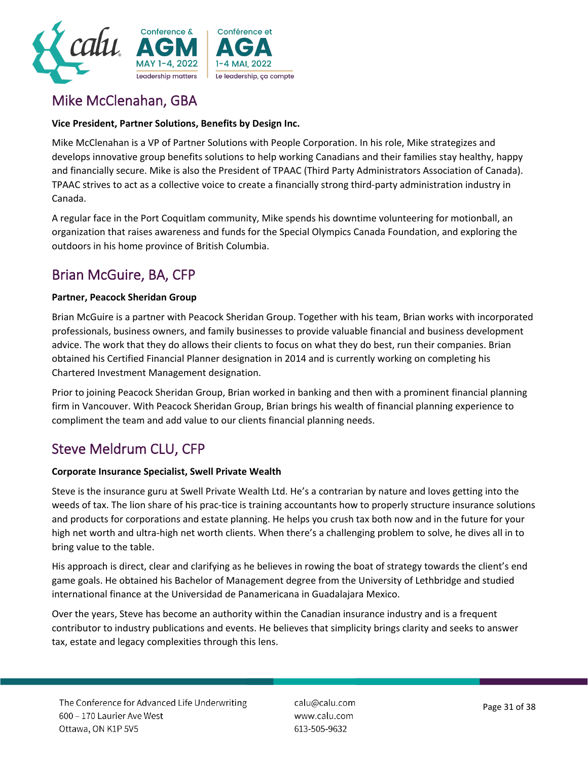## Mike McClenahan, GBA

**Vice President, Partner Solutions, Benefits by Design Inc.**

Mike McClenahan is a VP of Partner Solutions with People Corporation. In his role, Mike strategizes and develops innovative group benefits solutions to help working Canadians and their families stay healthy, happy and financially secure. Mike is also the President of TPAAC (Third Party Administrators Association of Canada). TPAAC strives to act as a collective voice to create a financially strong third-party administration industry in Canada.

A regular face in the Port Coquitlam community, Mike spends his downtime volunteering for motionball, an organization that raises awareness and funds for the Special Olympics Canada Foundation, and exploring the outdoors in his home province of British Columbia.

## Brian McGuire, BA, CFP

**Partner, Peacock Sheridan Group**

Brian McGuire is a partner with Peacock Sheridan Group. Together with his team, Brian works with incorporated professionals, business owners, and family businesses to provide valuable financial and business development advice. The work that they do allows their clients to focus on what they do best, run their companies. Brian obtained his Certified Financial Planner designation in 2014 and is currently working on completing his Chartered Investment Management designation.

Prior to joining Peacock Sheridan Group, Brian worked in banking and then with a prominent financial planning firm in Vancouver. With Peacock Sheridan Group, Brian brings his wealth of financial planning experience to compliment the team and add value to our clients financial planning needs.

## Steve Meldrum CLU, CFP

**Corporate Insurance Specialist, Swell Private Wealth**

Steve is the insurance guru at Swell Private Wealth Ltd. He's a contrarian by nature and loves getting into the weeds of tax. The lion share of his prac-tice is training accountants how to properly structure insurance solutions and products for corporations and estate planning. He helps you crush tax both now and in the future for your high net worth and ultra-high net worth clients. When there's a challenging problem to solve, he dives all in to bring value to the table.

His approach is direct, clear and clarifying as he believes in rowing the boat of strategy towards the client's end game goals. He obtained his Bachelor of Management degree from the University of Lethbridge and studied international finance at the Universidad de Panamericana in Guadalajara Mexico.

Over the years, Steve has become an authority within the Canadian insurance industry and is a frequent contributor to industry publications and events. He believes that simplicity brings clarity and seeks to answer tax, estate and legacy complexities through this lens.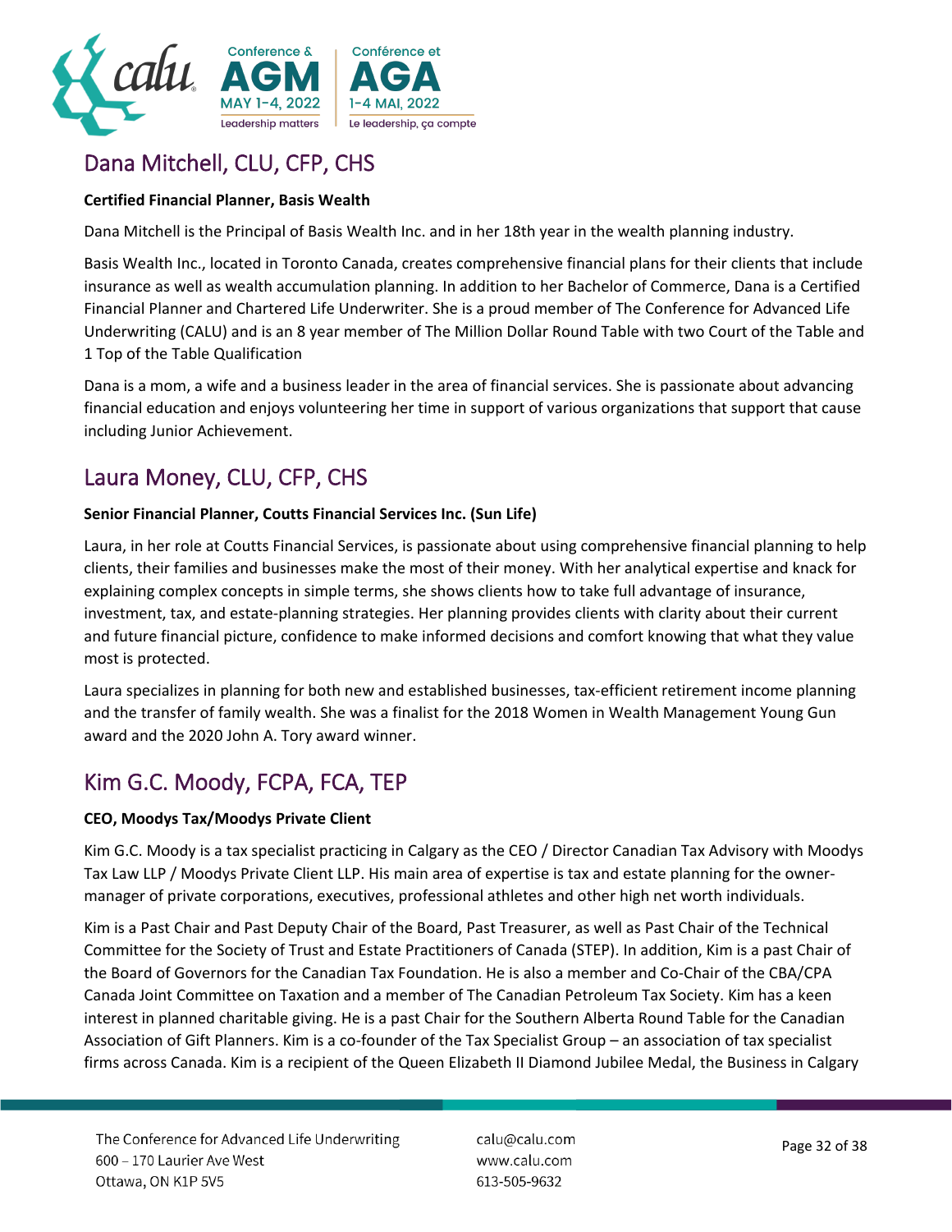## Dana Mitchell, CLU, CFP, CHS

**Certified Financial Planner, Basis Wealth**

Dana Mitchell is the Principal of Basis Wealth Inc. and in her 18th year in the wealth planning industry.

Basis Wealth Inc., located in Toronto Canada, creates comprehensive financial plans for their clients that include insurance as well as wealth accumulation planning. In addition to her Bachelor of Commerce, Dana is a Certified Financial Planner and Chartered Life Underwriter. She is a proud member of The Conference for Advanced Life Underwriting (CALU) and is an 8 year member of The Million Dollar Round Table with two Court of the Table and 1 Top of the Table Qualification

Dana is a mom, a wife and a business leader in the area of financial services. She is passionate about advancing financial education and enjoys volunteering her time in support of various organizations that support that cause including Junior Achievement.

## Laura Money, CLU, CFP, CHS

**Senior Financial Planner, Coutts Financial Services Inc. (Sun Life)**

Laura, in her role at Coutts Financial Services, is passionate about using comprehensive financial planning to help clients, their families and businesses make the most of their money. With her analytical expertise and knack for explaining complex concepts in simple terms, she shows clients how to take full advantage of insurance, investment, tax, and estate-planning strategies. Her planning provides clients with clarity about their current and future financial picture, confidence to make informed decisions and comfort knowing that what they value most is protected.

Laura specializes in planning for both new and established businesses, tax-efficient retirement income planning and the transfer of family wealth. She was a finalist for the 2018 Women in Wealth Management Young Gun award and the 2020 John A. Tory award winner.

## Kim G.C. Moody, FCPA, FCA, TEP

**CEO, Moodys Tax/Moodys Private Client**

Kim G.C. Moody is a tax specialist practicing in Calgary as the CEO / Director Canadian Tax Advisory with Moodys Tax Law LLP / Moodys Private Client LLP. His main area of expertise is tax and estate planning for the owner-manager of private corporations, executives, professional athletes and other high net worth individuals.

Kim is a Past Chair and Past Deputy Chair of the Board, Past Treasurer, as well as Past Chair of the Technical Committee for the Society of Trust and Estate Practitioners of Canada (STEP). In addition, Kim is a past Chair of the Board of Governors for the Canadian Tax Foundation. He is also a member and Co-Chair of the CBA/CPA Canada Joint Committee on Taxation and a member of The Canadian Petroleum Tax Society. Kim has a keen interest in planned charitable giving. He is a past Chair for the Southern Alberta Round Table for the Canadian Association of Gift Planners. Kim is a co-founder of the Tax Specialist Group – an association of tax specialist firms across Canada. Kim is a recipient of the Queen Elizabeth II Diamond Jubilee Medal, the Business in Calgary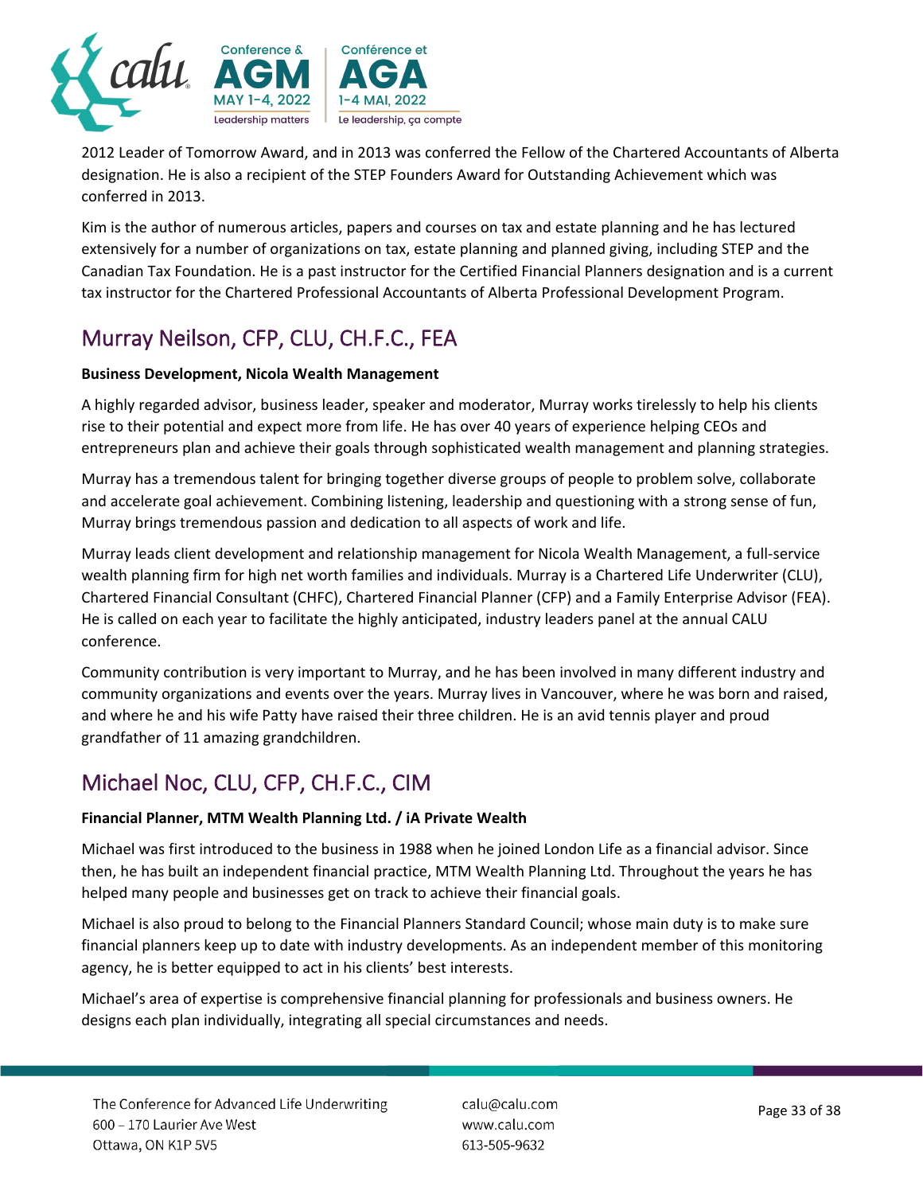2012 Leader of Tomorrow Award, and in 2013 was conferred the Fellow of the Chartered Accountants of Alberta designation. He is also a recipient of the STEP Founders Award for Outstanding Achievement which was conferred in 2013.

Kim is the author of numerous articles, papers and courses on tax and estate planning and he has lectured extensively for a number of organizations on tax, estate planning and planned giving, including STEP and the Canadian Tax Foundation. He is a past instructor for the Certified Financial Planners designation and is a current tax instructor for the Chartered Professional Accountants of Alberta Professional Development Program.

## Murray Neilson, CFP, CLU, CH.F.C., FEA

**Business Development, Nicola Wealth Management**

A highly regarded advisor, business leader, speaker and moderator, Murray works tirelessly to help his clients rise to their potential and expect more from life. He has over 40 years of experience helping CEOs and entrepreneurs plan and achieve their goals through sophisticated wealth management and planning strategies.

Murray has a tremendous talent for bringing together diverse groups of people to problem solve, collaborate and accelerate goal achievement. Combining listening, leadership and questioning with a strong sense of fun, Murray brings tremendous passion and dedication to all aspects of work and life.

Murray leads client development and relationship management for Nicola Wealth Management, a full-service wealth planning firm for high net worth families and individuals. Murray is a Chartered Life Underwriter (CLU), Chartered Financial Consultant (CHFC), Chartered Financial Planner (CFP) and a Family Enterprise Advisor (FEA). He is called on each year to facilitate the highly anticipated, industry leaders panel at the annual CALU conference.

Community contribution is very important to Murray, and he has been involved in many different industry and community organizations and events over the years. Murray lives in Vancouver, where he was born and raised, and where he and his wife Patty have raised their three children. He is an avid tennis player and proud grandfather of 11 amazing grandchildren.

## Michael Noc, CLU, CFP, CH.F.C., CIM

**Financial Planner, MTM Wealth Planning Ltd. / iA Private Wealth**

Michael was first introduced to the business in 1988 when he joined London Life as a financial advisor. Since then, he has built an independent financial practice, MTM Wealth Planning Ltd. Throughout the years he has helped many people and businesses get on track to achieve their financial goals.

Michael is also proud to belong to the Financial Planners Standard Council; whose main duty is to make sure financial planners keep up to date with industry developments. As an independent member of this monitoring agency, he is better equipped to act in his clients' best interests.

Michael's area of expertise is comprehensive financial planning for professionals and business owners. He designs each plan individually, integrating all special circumstances and needs.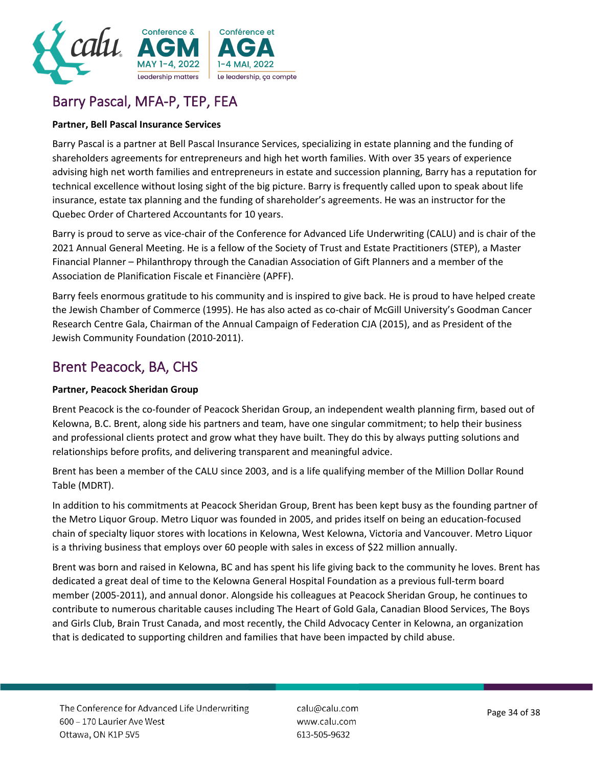## Barry Pascal, MFA-P, TEP, FEA

**Partner, Bell Pascal Insurance Services**

Barry Pascal is a partner at Bell Pascal Insurance Services, specializing in estate planning and the funding of shareholders agreements for entrepreneurs and high het worth families. With over 35 years of experience advising high net worth families and entrepreneurs in estate and succession planning, Barry has a reputation for technical excellence without losing sight of the big picture. Barry is frequently called upon to speak about life insurance, estate tax planning and the funding of shareholder's agreements. He was an instructor for the Quebec Order of Chartered Accountants for 10 years.

Barry is proud to serve as vice-chair of the Conference for Advanced Life Underwriting (CALU) and is chair of the 2021 Annual General Meeting. He is a fellow of the Society of Trust and Estate Practitioners (STEP), a Master Financial Planner – Philanthropy through the Canadian Association of Gift Planners and a member of the Association de Planification Fiscale et Financière (APFF).

Barry feels enormous gratitude to his community and is inspired to give back. He is proud to have helped create the Jewish Chamber of Commerce (1995). He has also acted as co-chair of McGill University's Goodman Cancer Research Centre Gala, Chairman of the Annual Campaign of Federation CJA (2015), and as President of the Jewish Community Foundation (2010-2011).

## Brent Peacock, BA, CHS

**Partner, Peacock Sheridan Group**

Brent Peacock is the co-founder of Peacock Sheridan Group, an independent wealth planning firm, based out of Kelowna, B.C. Brent, along side his partners and team, have one singular commitment; to help their business and professional clients protect and grow what they have built. They do this by always putting solutions and relationships before profits, and delivering transparent and meaningful advice.

Brent has been a member of the CALU since 2003, and is a life qualifying member of the Million Dollar Round Table (MDRT).

In addition to his commitments at Peacock Sheridan Group, Brent has been kept busy as the founding partner of the Metro Liquor Group. Metro Liquor was founded in 2005, and prides itself on being an education-focused chain of specialty liquor stores with locations in Kelowna, West Kelowna, Victoria and Vancouver. Metro Liquor is a thriving business that employs over 60 people with sales in excess of $22 million annually.

Brent was born and raised in Kelowna, BC and has spent his life giving back to the community he loves. Brent has dedicated a great deal of time to the Kelowna General Hospital Foundation as a previous full-term board member (2005-2011), and annual donor. Alongside his colleagues at Peacock Sheridan Group, he continues to contribute to numerous charitable causes including The Heart of Gold Gala, Canadian Blood Services, The Boys and Girls Club, Brain Trust Canada, and most recently, the Child Advocacy Center in Kelowna, an organization that is dedicated to supporting children and families that have been impacted by child abuse.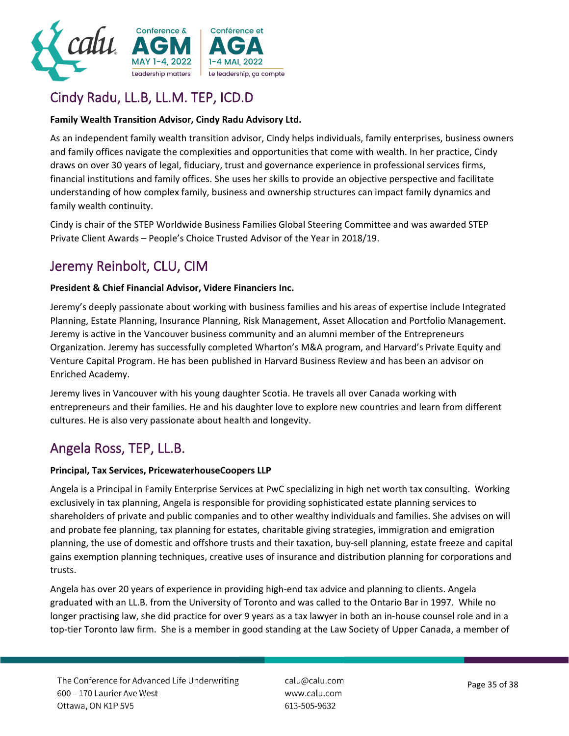## Cindy Radu, LL.B, LL.M. TEP, ICD.D

**Family Wealth Transition Advisor, Cindy Radu Advisory Ltd.**

As an independent family wealth transition advisor, Cindy helps individuals, family enterprises, business owners and family offices navigate the complexities and opportunities that come with wealth. In her practice, Cindy draws on over 30 years of legal, fiduciary, trust and governance experience in professional services firms, financial institutions and family offices. She uses her skills to provide an objective perspective and facilitate understanding of how complex family, business and ownership structures can impact family dynamics and family wealth continuity.

Cindy is chair of the STEP Worldwide Business Families Global Steering Committee and was awarded STEP Private Client Awards – People's Choice Trusted Advisor of the Year in 2018/19.

## Jeremy Reinbolt, CLU, CIM

**President & Chief Financial Advisor, Videre Financiers Inc.**

Jeremy's deeply passionate about working with business families and his areas of expertise include Integrated Planning, Estate Planning, Insurance Planning, Risk Management, Asset Allocation and Portfolio Management. Jeremy is active in the Vancouver business community and an alumni member of the Entrepreneurs Organization. Jeremy has successfully completed Wharton's M&A program, and Harvard's Private Equity and Venture Capital Program. He has been published in Harvard Business Review and has been an advisor on Enriched Academy.

Jeremy lives in Vancouver with his young daughter Scotia. He travels all over Canada working with entrepreneurs and their families. He and his daughter love to explore new countries and learn from different cultures. He is also very passionate about health and longevity.

## Angela Ross, TEP, LL.B.

**Principal, Tax Services, PricewaterhouseCoopers LLP**

Angela is a Principal in Family Enterprise Services at PwC specializing in high net worth tax consulting. Working exclusively in tax planning, Angela is responsible for providing sophisticated estate planning services to shareholders of private and public companies and to other wealthy individuals and families. She advises on will and probate fee planning, tax planning for estates, charitable giving strategies, immigration and emigration planning, the use of domestic and offshore trusts and their taxation, buy-sell planning, estate freeze and capital gains exemption planning techniques, creative uses of insurance and distribution planning for corporations and trusts.

Angela has over 20 years of experience in providing high-end tax advice and planning to clients. Angela graduated with an LL.B. from the University of Toronto and was called to the Ontario Bar in 1997. While no longer practising law, she did practice for over 9 years as a tax lawyer in both an in-house counsel role and in a top-tier Toronto law firm. She is a member in good standing at the Law Society of Upper Canada, a member of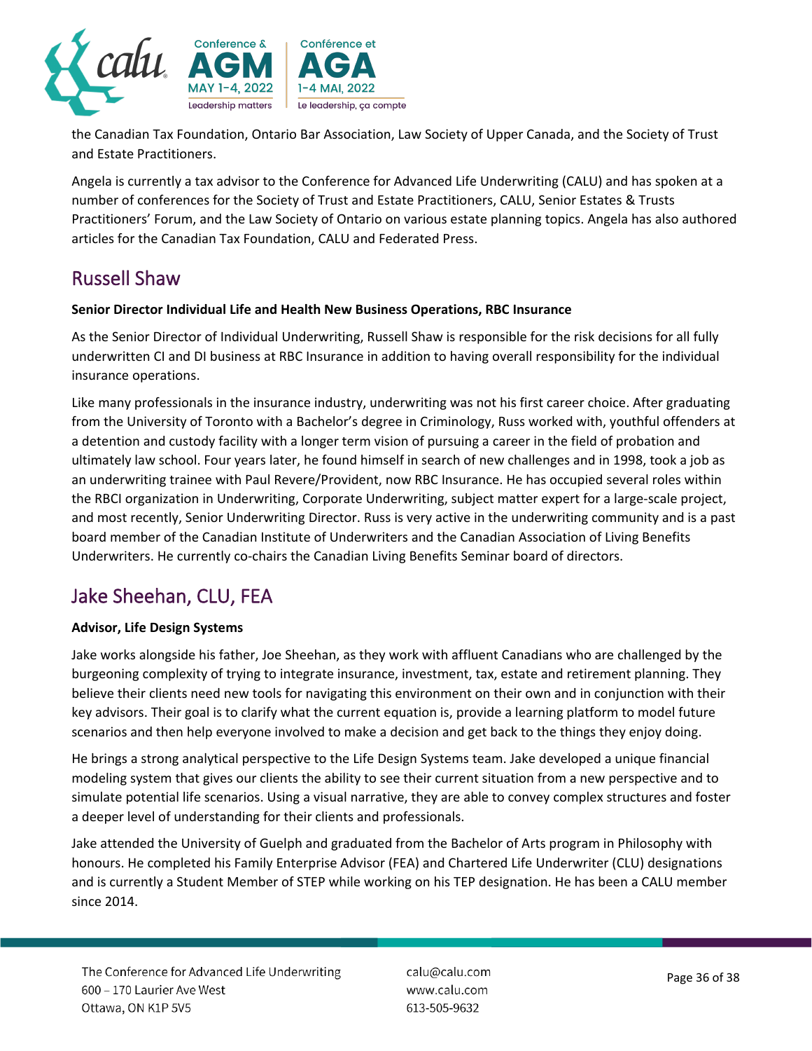the Canadian Tax Foundation, Ontario Bar Association, Law Society of Upper Canada, and the Society of Trust and Estate Practitioners.

Angela is currently a tax advisor to the Conference for Advanced Life Underwriting (CALU) and has spoken at a number of conferences for the Society of Trust and Estate Practitioners, CALU, Senior Estates & Trusts Practitioners' Forum, and the Law Society of Ontario on various estate planning topics. Angela has also authored articles for the Canadian Tax Foundation, CALU and Federated Press.

## Russell Shaw

**Senior Director Individual Life and Health New Business Operations, RBC Insurance**

As the Senior Director of Individual Underwriting, Russell Shaw is responsible for the risk decisions for all fully underwritten CI and DI business at RBC Insurance in addition to having overall responsibility for the individual insurance operations.

Like many professionals in the insurance industry, underwriting was not his first career choice. After graduating from the University of Toronto with a Bachelor's degree in Criminology, Russ worked with, youthful offenders at a detention and custody facility with a longer term vision of pursuing a career in the field of probation and ultimately law school. Four years later, he found himself in search of new challenges and in 1998, took a job as an underwriting trainee with Paul Revere/Provident, now RBC Insurance. He has occupied several roles within the RBCI organization in Underwriting, Corporate Underwriting, subject matter expert for a large-scale project, and most recently, Senior Underwriting Director. Russ is very active in the underwriting community and is a past board member of the Canadian Institute of Underwriters and the Canadian Association of Living Benefits Underwriters. He currently co-chairs the Canadian Living Benefits Seminar board of directors.

## Jake Sheehan, CLU, FEA

**Advisor, Life Design Systems**

Jake works alongside his father, Joe Sheehan, as they work with affluent Canadians who are challenged by the burgeoning complexity of trying to integrate insurance, investment, tax, estate and retirement planning. They believe their clients need new tools for navigating this environment on their own and in conjunction with their key advisors. Their goal is to clarify what the current equation is, provide a learning platform to model future scenarios and then help everyone involved to make a decision and get back to the things they enjoy doing.

He brings a strong analytical perspective to the Life Design Systems team. Jake developed a unique financial modeling system that gives our clients the ability to see their current situation from a new perspective and to simulate potential life scenarios. Using a visual narrative, they are able to convey complex structures and foster a deeper level of understanding for their clients and professionals.

Jake attended the University of Guelph and graduated from the Bachelor of Arts program in Philosophy with honours. He completed his Family Enterprise Advisor (FEA) and Chartered Life Underwriter (CLU) designations and is currently a Student Member of STEP while working on his TEP designation. He has been a CALU member since 2014.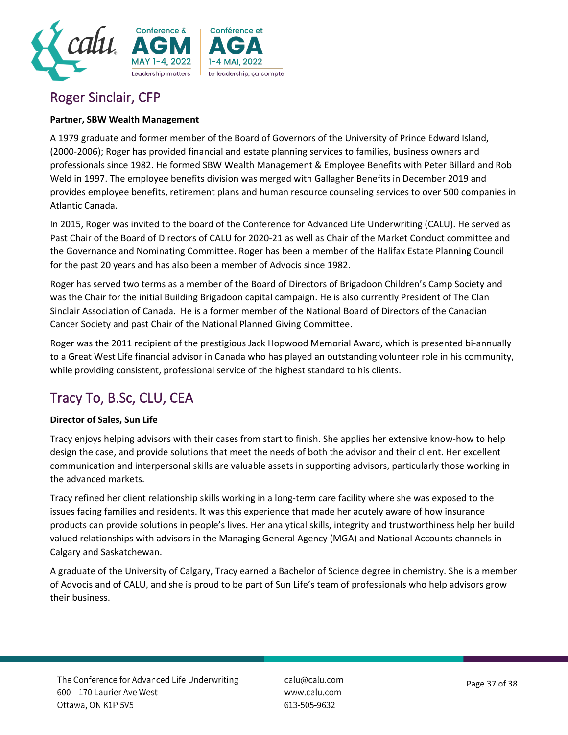## Roger Sinclair, CFP

**Partner, SBW Wealth Management**

A 1979 graduate and former member of the Board of Governors of the University of Prince Edward Island, (2000-2006); Roger has provided financial and estate planning services to families, business owners and professionals since 1982. He formed SBW Wealth Management & Employee Benefits with Peter Billard and Rob Weld in 1997. The employee benefits division was merged with Gallagher Benefits in December 2019 and provides employee benefits, retirement plans and human resource counseling services to over 500 companies in Atlantic Canada.

In 2015, Roger was invited to the board of the Conference for Advanced Life Underwriting (CALU). He served as Past Chair of the Board of Directors of CALU for 2020-21 as well as Chair of the Market Conduct committee and the Governance and Nominating Committee. Roger has been a member of the Halifax Estate Planning Council for the past 20 years and has also been a member of Advocis since 1982.

Roger has served two terms as a member of the Board of Directors of Brigadoon Children's Camp Society and was the Chair for the initial Building Brigadoon capital campaign. He is also currently President of The Clan Sinclair Association of Canada. He is a former member of the National Board of Directors of the Canadian Cancer Society and past Chair of the National Planned Giving Committee.

Roger was the 2011 recipient of the prestigious Jack Hopwood Memorial Award, which is presented bi-annually to a Great West Life financial advisor in Canada who has played an outstanding volunteer role in his community, while providing consistent, professional service of the highest standard to his clients.

## Tracy To, B.Sc, CLU, CEA

**Director of Sales, Sun Life**

Tracy enjoys helping advisors with their cases from start to finish. She applies her extensive know-how to help design the case, and provide solutions that meet the needs of both the advisor and their client. Her excellent communication and interpersonal skills are valuable assets in supporting advisors, particularly those working in the advanced markets.

Tracy refined her client relationship skills working in a long-term care facility where she was exposed to the issues facing families and residents. It was this experience that made her acutely aware of how insurance products can provide solutions in people's lives. Her analytical skills, integrity and trustworthiness help her build valued relationships with advisors in the Managing General Agency (MGA) and National Accounts channels in Calgary and Saskatchewan.

A graduate of the University of Calgary, Tracy earned a Bachelor of Science degree in chemistry. She is a member of Advocis and of CALU, and she is proud to be part of Sun Life's team of professionals who help advisors grow their business.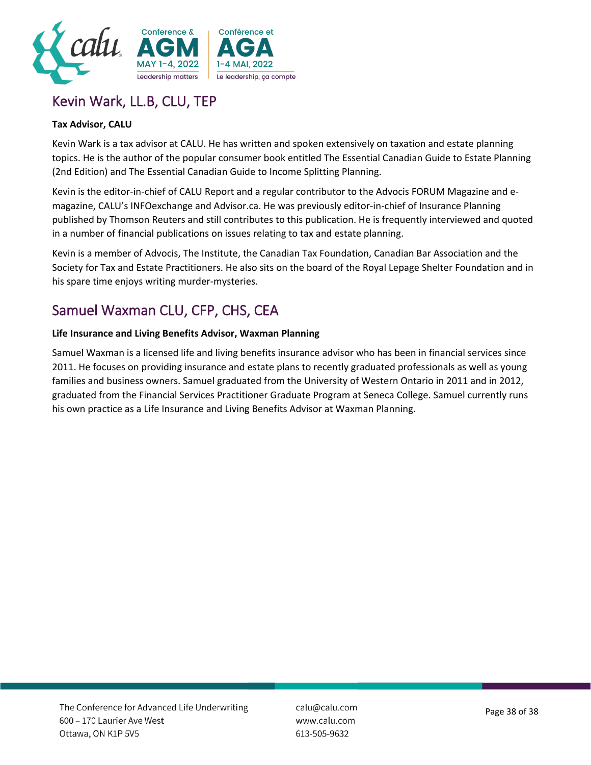## Kevin Wark, LL.B, CLU, TEP

**Tax Advisor, CALU**

Kevin Wark is a tax advisor at CALU. He has written and spoken extensively on taxation and estate planning topics. He is the author of the popular consumer book entitled The Essential Canadian Guide to Estate Planning (2nd Edition) and The Essential Canadian Guide to Income Splitting Planning.

Kevin is the editor-in-chief of CALU Report and a regular contributor to the Advocis FORUM Magazine and e-magazine, CALU's INFOexchange and Advisor.ca. He was previously editor-in-chief of Insurance Planning published by Thomson Reuters and still contributes to this publication. He is frequently interviewed and quoted in a number of financial publications on issues relating to tax and estate planning.

Kevin is a member of Advocis, The Institute, the Canadian Tax Foundation, Canadian Bar Association and the Society for Tax and Estate Practitioners. He also sits on the board of the Royal Lepage Shelter Foundation and in his spare time enjoys writing murder-mysteries.

## Samuel Waxman CLU, CFP, CHS, CEA

**Life Insurance and Living Benefits Advisor, Waxman Planning**

Samuel Waxman is a licensed life and living benefits insurance advisor who has been in financial services since 2011. He focuses on providing insurance and estate plans to recently graduated professionals as well as young families and business owners. Samuel graduated from the University of Western Ontario in 2011 and in 2012, graduated from the Financial Services Practitioner Graduate Program at Seneca College. Samuel currently runs his own practice as a Life Insurance and Living Benefits Advisor at Waxman Planning.